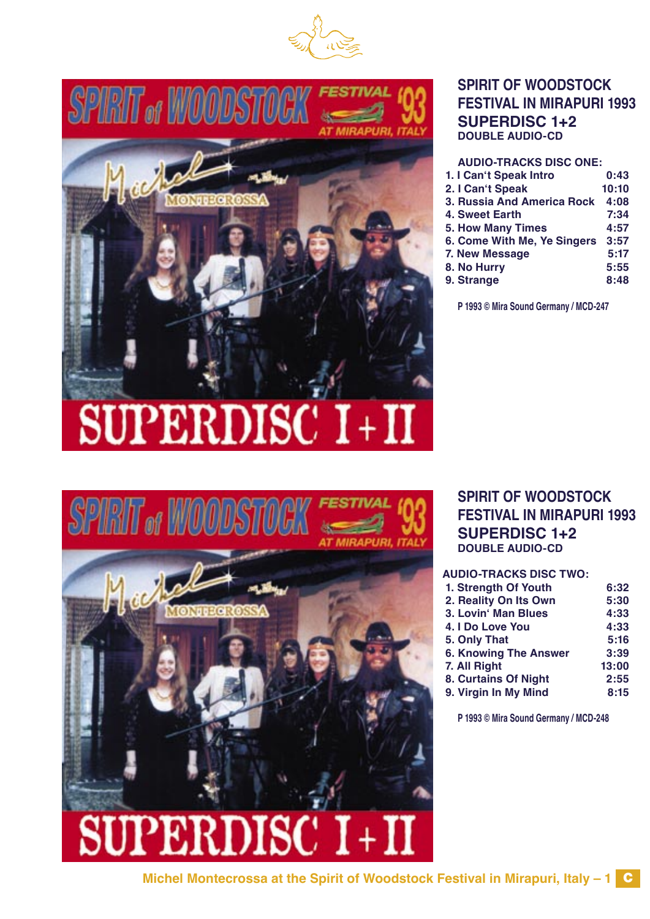## SPIRIT OF WOODSTOCK FESTIVAL IN MIRAPURI 1993
## SUPERDISC 1+2
**DOUBLE AUDIO-CD**

**AUDIO-TRACKS DISC ONE:**

| | |
|---|---|
| 1. I Can‘t Speak Intro | 0:43 |
| 2. I Can‘t Speak | 10:10 |
| 3. Russia And America Rock | 4:08 |
| 4. Sweet Earth | 7:34 |
| 5. How Many Times | 4:57 |
| 6. Come With Me, Ye Singers | 3:57 |
| 7. New Message | 5:17 |
| 8. No Hurry | 5:55 |
| 9. Strange | 8:48 |

P 1993 © Mira Sound Germany / MCD-247

## SPIRIT OF WOODSTOCK FESTIVAL IN MIRAPURI 1993
## SUPERDISC 1+2
**DOUBLE AUDIO-CD**

**AUDIO-TRACKS DISC TWO:**

| | |
|---|---|
| 1. Strength Of Youth | 6:32 |
| 2. Reality On Its Own | 5:30 |
| 3. Lovin‘ Man Blues | 4:33 |
| 4. I Do Love You | 4:33 |
| 5. Only That | 5:16 |
| 6. Knowing The Answer | 3:39 |
| 7. All Right | 13:00 |
| 8. Curtains Of Night | 2:55 |
| 9. Virgin In My Mind | 8:15 |

P 1993 © Mira Sound Germany / MCD-248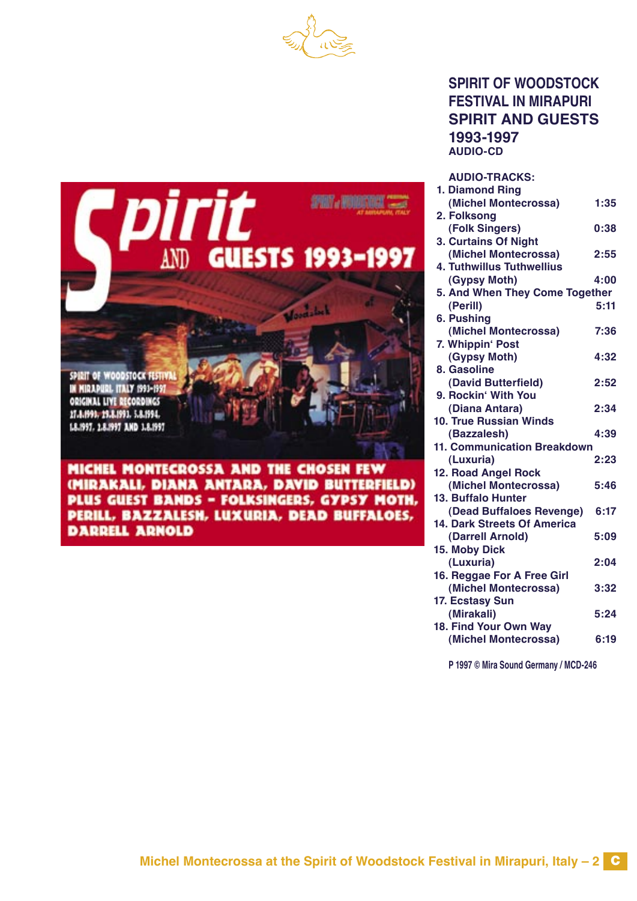## SPIRIT OF WOODSTOCK FESTIVAL IN MIRAPURI SPIRIT AND GUESTS 1993-1997

**AUDIO-CD**

Spirit AND GUESTS 1993-1997

SPIRIT OF WOODSTOCK FESTIVAL IN MIRAPURI, ITALY 1993-1997
ORIGINAL LIVE RECORDINGS
27.8.1993, 29.8.1993, 5.8.1994, 1.8.1997, 2.8.1997 AND 3.8.1997

MICHEL MONTECROSSA AND THE CHOSEN FEW (MIRAKALI, DIANA ANTARA, DAVID BUTTERFIELD) PLUS GUEST BANDS – FOLKSINGERS, GYPSY MOTH, PERILL, BAZZALESH, LUXURIA, DEAD BUFFALOES, DARRELL ARNOLD

**AUDIO-TRACKS:**

1. Diamond Ring (Michel Montecrossa) 1:35
2. Folksong (Folk Singers) 0:38
3. Curtains Of Night (Michel Montecrossa) 2:55
4. Tuthwillus Tuthwellius (Gypsy Moth) 4:00
5. And When They Come Together (Perill) 5:11
6. Pushing (Michel Montecrossa) 7:36
7. Whippin‘ Post (Gypsy Moth) 4:32
8. Gasoline (David Butterfield) 2:52
9. Rockin‘ With You (Diana Antara) 2:34
10. True Russian Winds (Bazzalesh) 4:39
11. Communication Breakdown (Luxuria) 2:23
12. Road Angel Rock (Michel Montecrossa) 5:46
13. Buffalo Hunter (Dead Buffaloes Revenge) 6:17
14. Dark Streets Of America (Darrell Arnold) 5:09
15. Moby Dick (Luxuria) 2:04
16. Reggae For A Free Girl (Michel Montecrossa) 3:32
17. Ecstasy Sun (Mirakali) 5:24
18. Find Your Own Way (Michel Montecrossa) 6:19

P 1997 © Mira Sound Germany / MCD-246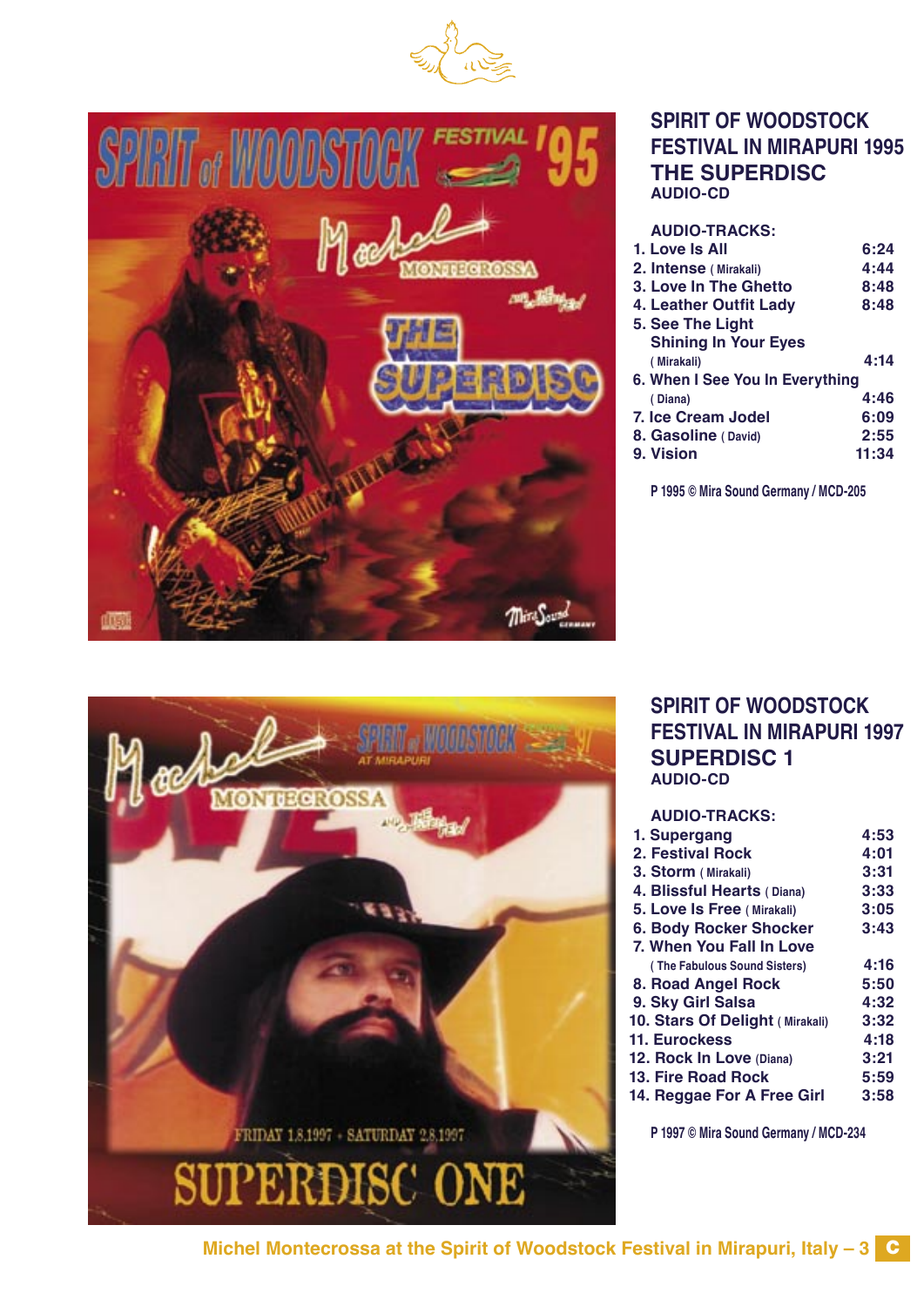## SPIRIT OF WOODSTOCK FESTIVAL IN MIRAPURI 1995
## THE SUPERDISC
**AUDIO-CD**

**AUDIO-TRACKS:**

| Track | Time |
|---|---|
| 1. Love Is All | 6:24 |
| 2. Intense ( Mirakali) | 4:44 |
| 3. Love In The Ghetto | 8:48 |
| 4. Leather Outfit Lady | 8:48 |
| 5. See The Light Shining In Your Eyes ( Mirakali) | 4:14 |
| 6. When I See You In Everything ( Diana) | 4:46 |
| 7. Ice Cream Jodel | 6:09 |
| 8. Gasoline ( David) | 2:55 |
| 9. Vision | 11:34 |

P 1995 © Mira Sound Germany / MCD-205

## SPIRIT OF WOODSTOCK FESTIVAL IN MIRAPURI 1997
## SUPERDISC 1
**AUDIO-CD**

**AUDIO-TRACKS:**

| Track | Time |
|---|---|
| 1. Supergang | 4:53 |
| 2. Festival Rock | 4:01 |
| 3. Storm ( Mirakali) | 3:31 |
| 4. Blissful Hearts ( Diana) | 3:33 |
| 5. Love Is Free ( Mirakali) | 3:05 |
| 6. Body Rocker Shocker | 3:43 |
| 7. When You Fall In Love ( The Fabulous Sound Sisters) | 4:16 |
| 8. Road Angel Rock | 5:50 |
| 9. Sky Girl Salsa | 4:32 |
| 10. Stars Of Delight ( Mirakali) | 3:32 |
| 11. Eurockess | 4:18 |
| 12. Rock In Love (Diana) | 3:21 |
| 13. Fire Road Rock | 5:59 |
| 14. Reggae For A Free Girl | 3:58 |

P 1997 © Mira Sound Germany / MCD-234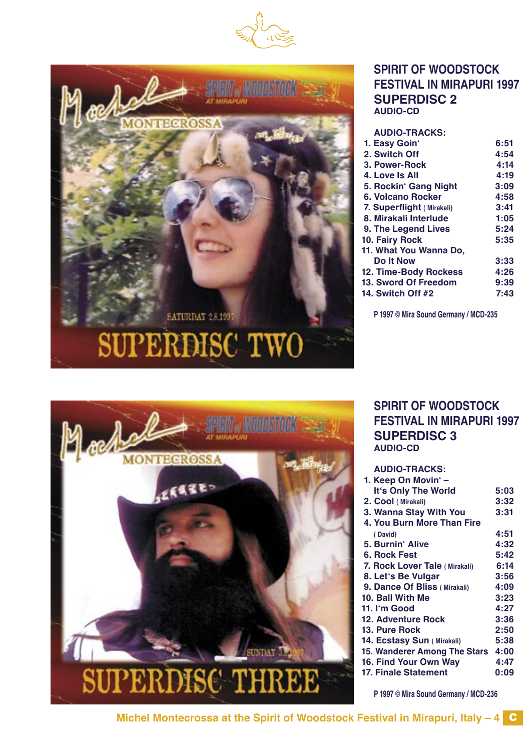## SPIRIT OF WOODSTOCK FESTIVAL IN MIRAPURI 1997
## SUPERDISC 2
**AUDIO-CD**

**AUDIO-TRACKS:**

| Track | Time |
|---|---|
| 1. Easy Goin‘ | 6:51 |
| 2. Switch Off | 4:54 |
| 3. Power-Rock | 4:14 |
| 4. Love Is All | 4:19 |
| 5. Rockin‘ Gang Night | 3:09 |
| 6. Volcano Rocker | 4:58 |
| 7. Superflight ( Mirakali) | 3:41 |
| 8. Mirakali Interlude | 1:05 |
| 9. The Legend Lives | 5:24 |
| 10. Fairy Rock | 5:35 |
| 11. What You Wanna Do, Do It Now | 3:33 |
| 12. Time-Body Rockess | 4:26 |
| 13. Sword Of Freedom | 9:39 |
| 14. Switch Off #2 | 7:43 |

P 1997 © Mira Sound Germany / MCD-235

## SPIRIT OF WOODSTOCK FESTIVAL IN MIRAPURI 1997
## SUPERDISC 3
**AUDIO-CD**

**AUDIO-TRACKS:**

| Track | Time |
|---|---|
| 1. Keep On Movin‘ – It‘s Only The World | 5:03 |
| 2. Cool ( Mirakali) | 3:32 |
| 3. Wanna Stay With You | 3:31 |
| 4. You Burn More Than Fire ( David) | 4:51 |
| 5. Burnin‘ Alive | 4:32 |
| 6. Rock Fest | 5:42 |
| 7. Rock Lover Tale ( Mirakali) | 6:14 |
| 8. Let‘s Be Vulgar | 3:56 |
| 9. Dance Of Bliss ( Mirakali) | 4:09 |
| 10. Ball With Me | 3:23 |
| 11. I‘m Good | 4:27 |
| 12. Adventure Rock | 3:36 |
| 13. Pure Rock | 2:50 |
| 14. Ecstasy Sun ( Mirakali) | 5:38 |
| 15. Wanderer Among The Stars | 4:00 |
| 16. Find Your Own Way | 4:47 |
| 17. Finale Statement | 0:09 |

P 1997 © Mira Sound Germany / MCD-236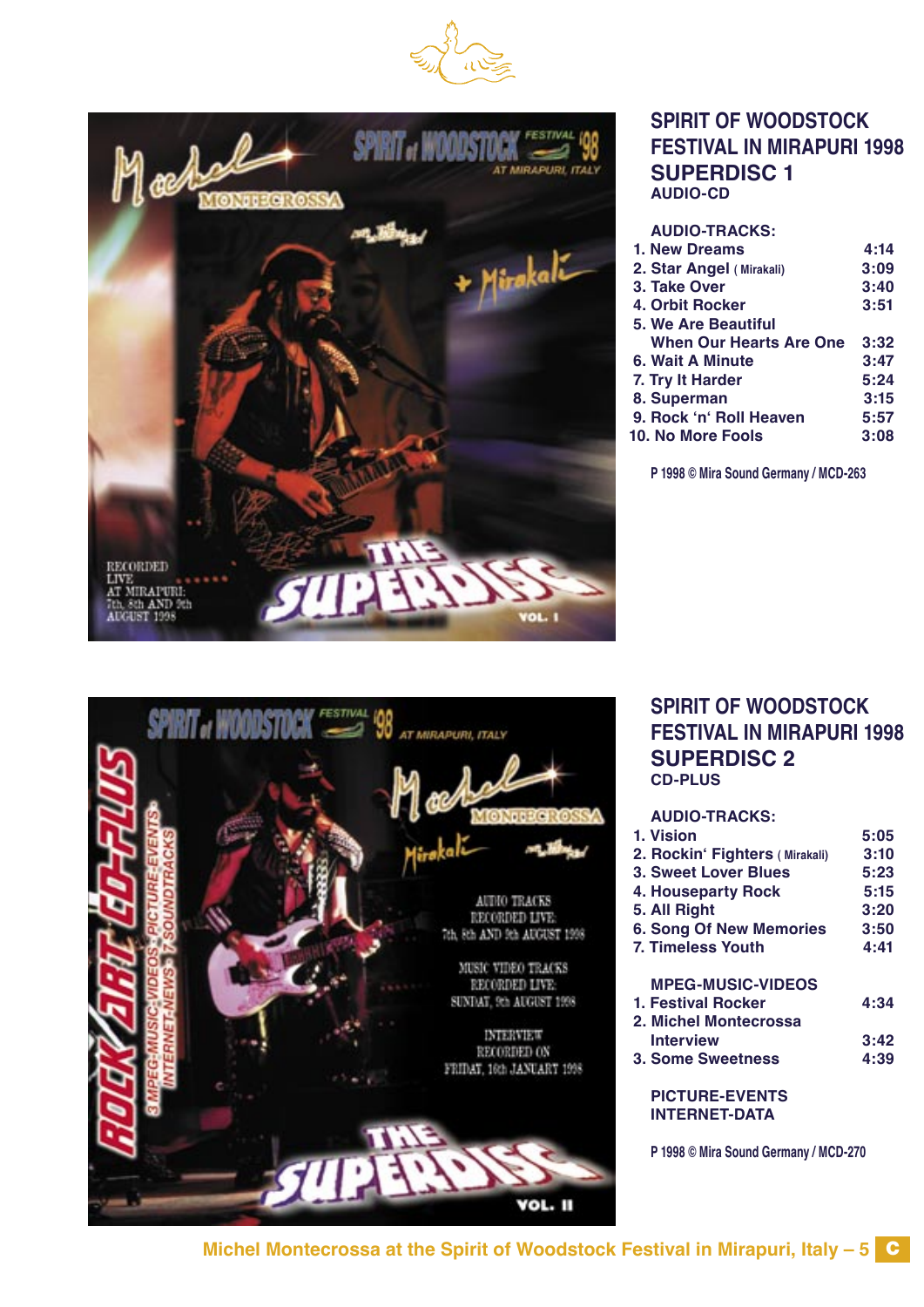## SPIRIT OF WOODSTOCK FESTIVAL IN MIRAPURI 1998 SUPERDISC 1

AUDIO-CD

**AUDIO-TRACKS:**

| | |
|---|---|
| 1. New Dreams | 4:14 |
| 2. Star Angel ( Mirakali) | 3:09 |
| 3. Take Over | 3:40 |
| 4. Orbit Rocker | 3:51 |
| 5. We Are Beautiful When Our Hearts Are One | 3:32 |
| 6. Wait A Minute | 3:47 |
| 7. Try It Harder | 5:24 |
| 8. Superman | 3:15 |
| 9. Rock 'n' Roll Heaven | 5:57 |
| 10. No More Fools | 3:08 |

P 1998 © Mira Sound Germany / MCD-263

## SPIRIT OF WOODSTOCK FESTIVAL IN MIRAPURI 1998 SUPERDISC 2

CD-PLUS

**AUDIO-TRACKS:**

| | |
|---|---|
| 1. Vision | 5:05 |
| 2. Rockin' Fighters ( Mirakali) | 3:10 |
| 3. Sweet Lover Blues | 5:23 |
| 4. Houseparty Rock | 5:15 |
| 5. All Right | 3:20 |
| 6. Song Of New Memories | 3:50 |
| 7. Timeless Youth | 4:41 |

**MPEG-MUSIC-VIDEOS**

| | |
|---|---|
| 1. Festival Rocker | 4:34 |
| 2. Michel Montecrossa Interview | 3:42 |
| 3. Some Sweetness | 4:39 |

**PICTURE-EVENTS**
**INTERNET-DATA**

P 1998 © Mira Sound Germany / MCD-270

Michel Montecrossa at the Spirit of Woodstock Festival in Mirapuri, Italy – 5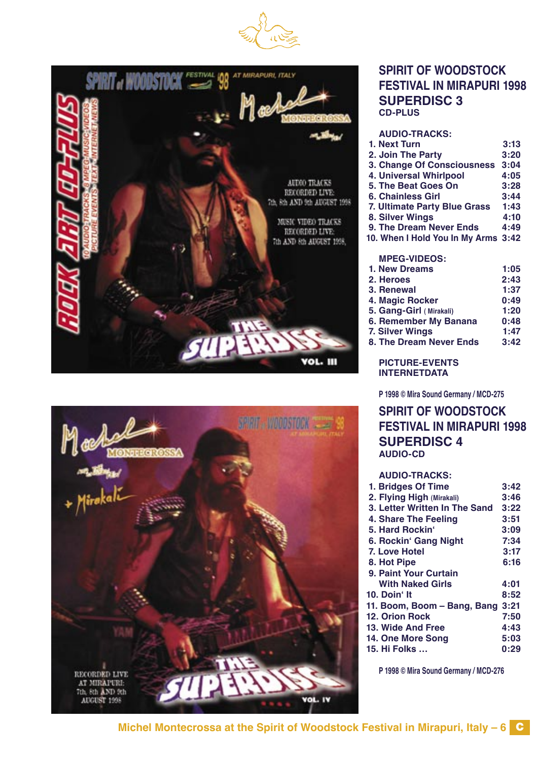## SPIRIT OF WOODSTOCK FESTIVAL IN MIRAPURI 1998

## SUPERDISC 3

**CD-PLUS**

**AUDIO-TRACKS:**

| | |
|---|---|
| 1. Next Turn | 3:13 |
| 2. Join The Party | 3:20 |
| 3. Change Of Consciousness | 3:04 |
| 4. Universal Whirlpool | 4:05 |
| 5. The Beat Goes On | 3:28 |
| 6. Chainless Girl | 3:44 |
| 7. Ultimate Party Blue Grass | 1:43 |
| 8. Silver Wings | 4:10 |
| 9. The Dream Never Ends | 4:49 |
| 10. When I Hold You In My Arms | 3:42 |

**MPEG-VIDEOS:**

| | |
|---|---|
| 1. New Dreams | 1:05 |
| 2. Heroes | 2:43 |
| 3. Renewal | 1:37 |
| 4. Magic Rocker | 0:49 |
| 5. Gang-Girl (Mirakali) | 1:20 |
| 6. Remember My Banana | 0:48 |
| 7. Silver Wings | 1:47 |
| 8. The Dream Never Ends | 3:42 |

**PICTURE-EVENTS**
**INTERNETDATA**

P 1998 © Mira Sound Germany / MCD-275

## SPIRIT OF WOODSTOCK FESTIVAL IN MIRAPURI 1998

## SUPERDISC 4

**AUDIO-CD**

**AUDIO-TRACKS:**

| | |
|---|---|
| 1. Bridges Of Time | 3:42 |
| 2. Flying High (Mirakali) | 3:46 |
| 3. Letter Written In The Sand | 3:22 |
| 4. Share The Feeling | 3:51 |
| 5. Hard Rockin' | 3:09 |
| 6. Rockin' Gang Night | 7:34 |
| 7. Love Hotel | 3:17 |
| 8. Hot Pipe | 6:16 |
| 9. Paint Your Curtain With Naked Girls | 4:01 |
| 10. Doin' It | 8:52 |
| 11. Boom, Boom – Bang, Bang | 3:21 |
| 12. Orion Rock | 7:50 |
| 13. Wide And Free | 4:43 |
| 14. One More Song | 5:03 |
| 15. Hi Folks … | 0:29 |

P 1998 © Mira Sound Germany / MCD-276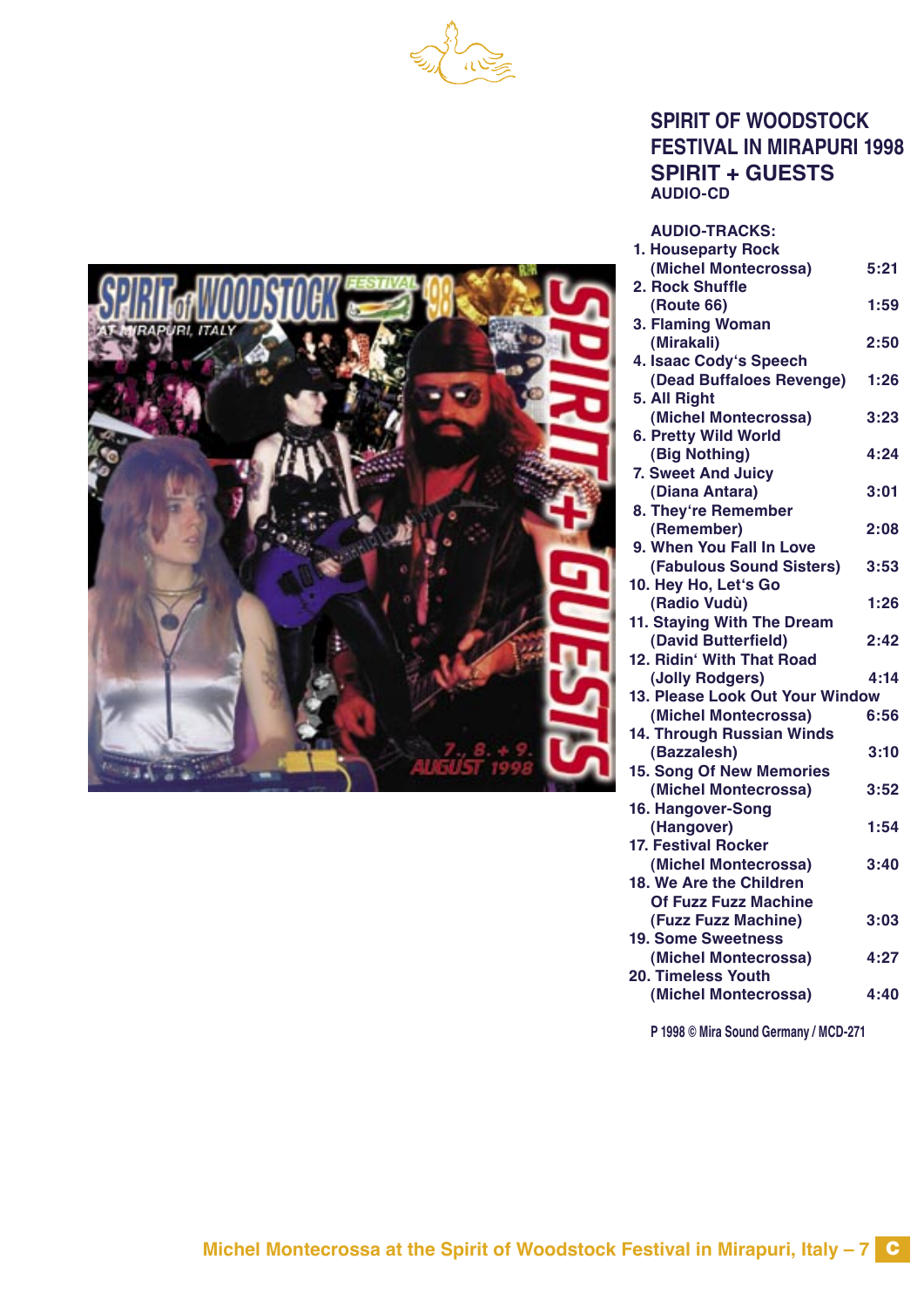## SPIRIT OF WOODSTOCK FESTIVAL IN MIRAPURI 1998
## SPIRIT + GUESTS
**AUDIO-CD**

**AUDIO-TRACKS:**

| Track | Time |
|---|---|
| 1. Houseparty Rock (Michel Montecrossa) | 5:21 |
| 2. Rock Shuffle (Route 66) | 1:59 |
| 3. Flaming Woman (Mirakali) | 2:50 |
| 4. Isaac Cody's Speech (Dead Buffaloes Revenge) | 1:26 |
| 5. All Right (Michel Montecrossa) | 3:23 |
| 6. Pretty Wild World (Big Nothing) | 4:24 |
| 7. Sweet And Juicy (Diana Antara) | 3:01 |
| 8. They're Remember (Remember) | 2:08 |
| 9. When You Fall In Love (Fabulous Sound Sisters) | 3:53 |
| 10. Hey Ho, Let's Go (Radio Vudù) | 1:26 |
| 11. Staying With The Dream (David Butterfield) | 2:42 |
| 12. Ridin' With That Road (Jolly Rodgers) | 4:14 |
| 13. Please Look Out Your Window (Michel Montecrossa) | 6:56 |
| 14. Through Russian Winds (Bazzalesh) | 3:10 |
| 15. Song Of New Memories (Michel Montecrossa) | 3:52 |
| 16. Hangover-Song (Hangover) | 1:54 |
| 17. Festival Rocker (Michel Montecrossa) | 3:40 |
| 18. We Are the Children Of Fuzz Fuzz Machine (Fuzz Fuzz Machine) | 3:03 |
| 19. Some Sweetness (Michel Montecrossa) | 4:27 |
| 20. Timeless Youth (Michel Montecrossa) | 4:40 |

P 1998 © Mira Sound Germany / MCD-271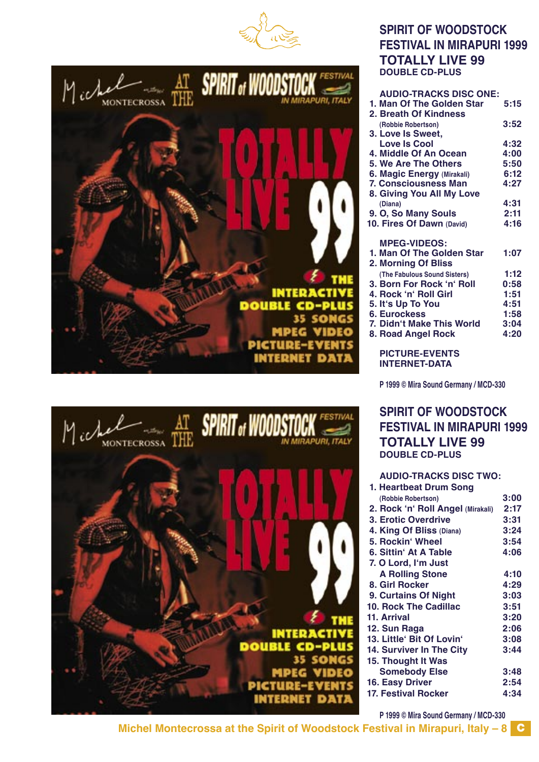## SPIRIT OF WOODSTOCK FESTIVAL IN MIRAPURI 1999

## TOTALLY LIVE 99

**DOUBLE CD-PLUS**

**AUDIO-TRACKS DISC ONE:**

| | |
|---|---|
| 1. Man Of The Golden Star | 5:15 |
| 2. Breath Of Kindness (Robbie Robertson) | 3:52 |
| 3. Love Is Sweet, Love Is Cool | 4:32 |
| 4. Middle Of An Ocean | 4:00 |
| 5. We Are The Others | 5:50 |
| 6. Magic Energy (Mirakali) | 6:12 |
| 7. Consciousness Man | 4:27 |
| 8. Giving You All My Love (Diana) | 4:31 |
| 9. O, So Many Souls | 2:11 |
| 10. Fires Of Dawn (David) | 4:16 |

**MPEG-VIDEOS:**

| | |
|---|---|
| 1. Man Of The Golden Star | 1:07 |
| 2. Morning Of Bliss (The Fabulous Sound Sisters) | 1:12 |
| 3. Born For Rock 'n' Roll | 0:58 |
| 4. Rock 'n' Roll Girl | 1:51 |
| 5. It's Up To You | 4:51 |
| 6. Eurockess | 1:58 |
| 7. Didn't Make This World | 3:04 |
| 8. Road Angel Rock | 4:20 |

**PICTURE-EVENTS**
**INTERNET-DATA**

P 1999 © Mira Sound Germany / MCD-330

## SPIRIT OF WOODSTOCK FESTIVAL IN MIRAPURI 1999

## TOTALLY LIVE 99

**DOUBLE CD-PLUS**

**AUDIO-TRACKS DISC TWO:**

| | |
|---|---|
| 1. Heartbeat Drum Song (Robbie Robertson) | 3:00 |
| 2. Rock 'n' Roll Angel (Mirakali) | 2:17 |
| 3. Erotic Overdrive | 3:31 |
| 4. King Of Bliss (Diana) | 3:24 |
| 5. Rockin' Wheel | 3:54 |
| 6. Sittin' At A Table | 4:06 |
| 7. O Lord, I'm Just A Rolling Stone | 4:10 |
| 8. Girl Rocker | 4:29 |
| 9. Curtains Of Night | 3:03 |
| 10. Rock The Cadillac | 3:51 |
| 11. Arrival | 3:20 |
| 12. Sun Raga | 2:06 |
| 13. Little' Bit Of Lovin' | 3:08 |
| 14. Surviver In The City | 3:44 |
| 15. Thought It Was Somebody Else | 3:48 |
| 16. Easy Driver | 2:54 |
| 17. Festival Rocker | 4:34 |

P 1999 © Mira Sound Germany / MCD-330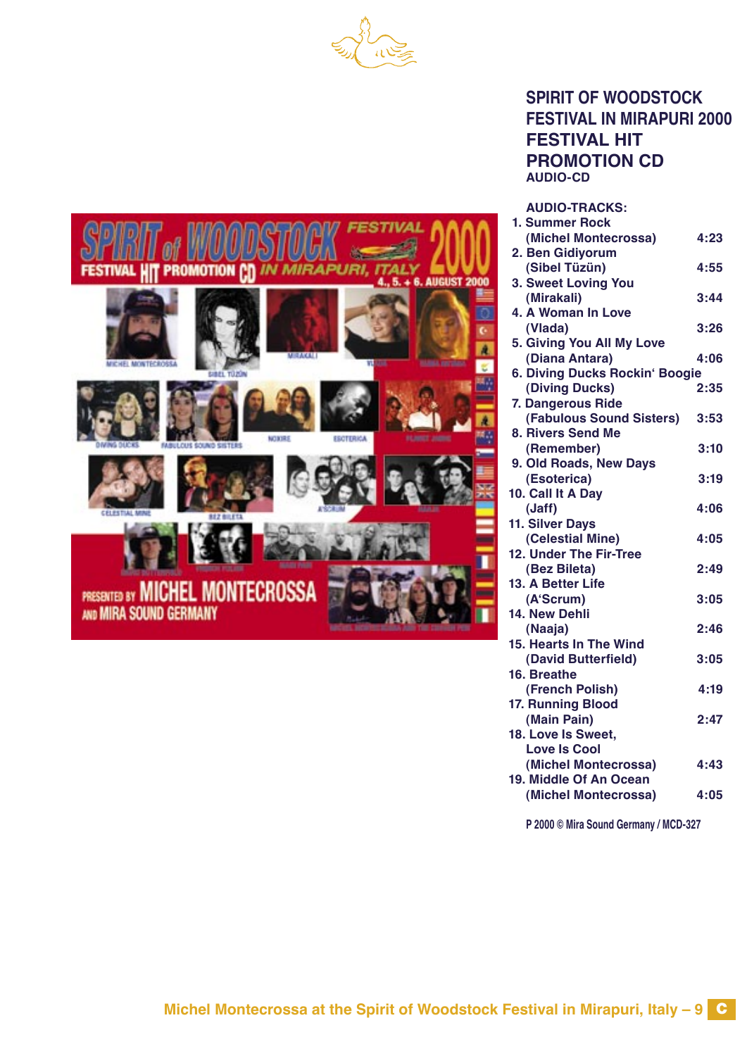# SPIRIT OF WOODSTOCK FESTIVAL IN MIRAPURI 2000 FESTIVAL HIT PROMOTION CD

**AUDIO-CD**

**AUDIO-TRACKS:**

1. Summer Rock (Michel Montecrossa) 4:23
2. Ben Gidiyorum (Sibel Tüzün) 4:55
3. Sweet Loving You (Mirakali) 3:44
4. A Woman In Love (Vlada) 3:26
5. Giving You All My Love (Diana Antara) 4:06
6. Diving Ducks Rockin' Boogie (Diving Ducks) 2:35
7. Dangerous Ride (Fabulous Sound Sisters) 3:53
8. Rivers Send Me (Remember) 3:10
9. Old Roads, New Days (Esoterica) 3:19
10. Call It A Day (Jaff) 4:06
11. Silver Days (Celestial Mine) 4:05
12. Under The Fir-Tree (Bez Bileta) 2:49
13. A Better Life (A'Scrum) 3:05
14. New Dehli (Naaja) 2:46
15. Hearts In The Wind (David Butterfield) 3:05
16. Breathe (French Polish) 4:19
17. Running Blood (Main Pain) 2:47
18. Love Is Sweet, Love Is Cool (Michel Montecrossa) 4:43
19. Middle Of An Ocean (Michel Montecrossa) 4:05

P 2000 © Mira Sound Germany / MCD-327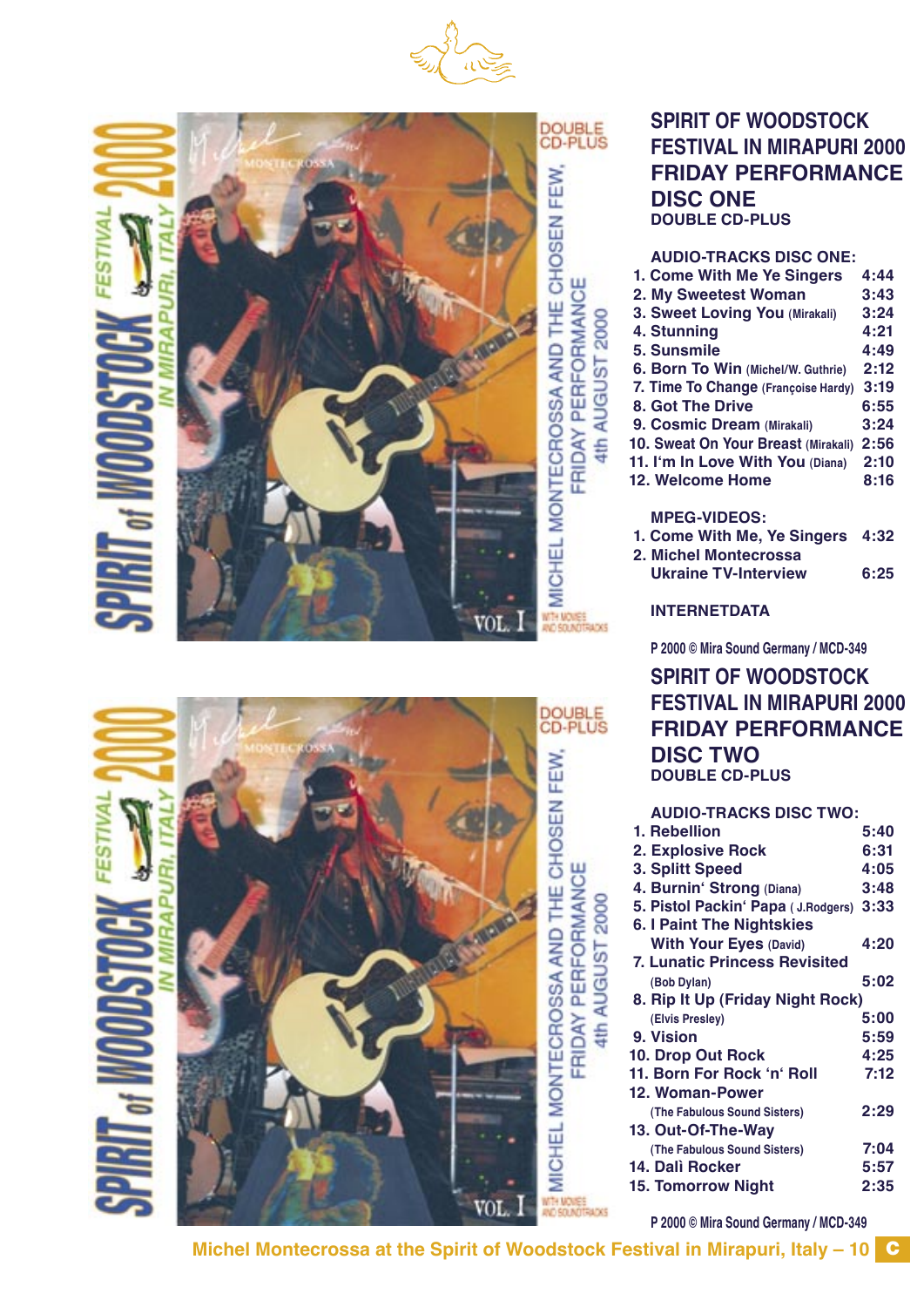## SPIRIT OF WOODSTOCK FESTIVAL IN MIRAPURI 2000 FRIDAY PERFORMANCE DISC ONE

**DOUBLE CD-PLUS**

**AUDIO-TRACKS DISC ONE:**

| | |
|---|---|
| 1. Come With Me Ye Singers | 4:44 |
| 2. My Sweetest Woman | 3:43 |
| 3. Sweet Loving You (Mirakali) | 3:24 |
| 4. Stunning | 4:21 |
| 5. Sunsmile | 4:49 |
| 6. Born To Win (Michel/W. Guthrie) | 2:12 |
| 7. Time To Change (Françoise Hardy) | 3:19 |
| 8. Got The Drive | 6:55 |
| 9. Cosmic Dream (Mirakali) | 3:24 |
| 10. Sweat On Your Breast (Mirakali) | 2:56 |
| 11. I'm In Love With You (Diana) | 2:10 |
| 12. Welcome Home | 8:16 |

**MPEG-VIDEOS:**

| | |
|---|---|
| 1. Come With Me, Ye Singers | 4:32 |
| 2. Michel Montecrossa Ukraine TV-Interview | 6:25 |

**INTERNETDATA**

P 2000 © Mira Sound Germany / MCD-349

## SPIRIT OF WOODSTOCK FESTIVAL IN MIRAPURI 2000 FRIDAY PERFORMANCE DISC TWO

**DOUBLE CD-PLUS**

**AUDIO-TRACKS DISC TWO:**

| | |
|---|---|
| 1. Rebellion | 5:40 |
| 2. Explosive Rock | 6:31 |
| 3. Splitt Speed | 4:05 |
| 4. Burnin' Strong (Diana) | 3:48 |
| 5. Pistol Packin' Papa ( J.Rodgers) | 3:33 |
| 6. I Paint The Nightskies With Your Eyes (David) | 4:20 |
| 7. Lunatic Princess Revisited (Bob Dylan) | 5:02 |
| 8. Rip It Up (Friday Night Rock) (Elvis Presley) | 5:00 |
| 9. Vision | 5:59 |
| 10. Drop Out Rock | 4:25 |
| 11. Born For Rock 'n' Roll | 7:12 |
| 12. Woman-Power (The Fabulous Sound Sisters) | 2:29 |
| 13. Out-Of-The-Way (The Fabulous Sound Sisters) | 7:04 |
| 14. Dalì Rocker | 5:57 |
| 15. Tomorrow Night | 2:35 |

P 2000 © Mira Sound Germany / MCD-349

Michel Montecrossa at the Spirit of Woodstock Festival in Mirapuri, Italy – 10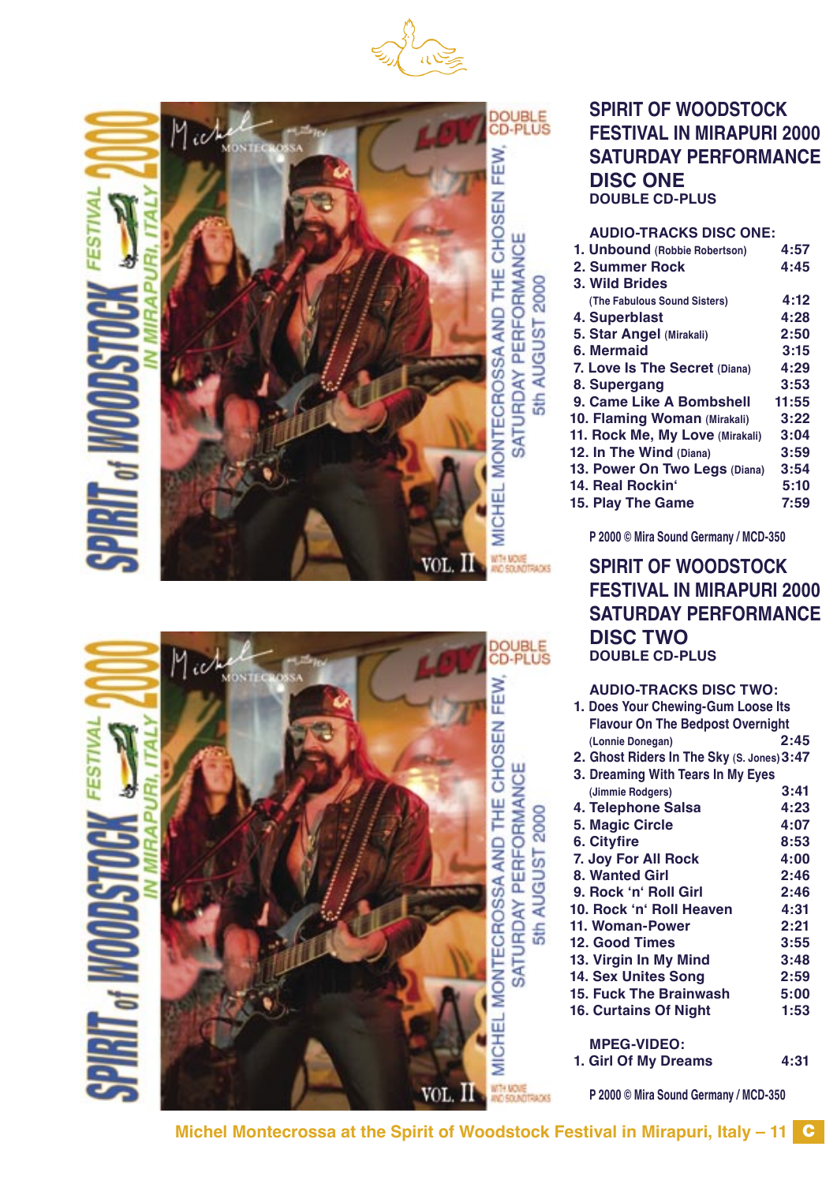## SPIRIT OF WOODSTOCK FESTIVAL IN MIRAPURI 2000 SATURDAY PERFORMANCE DISC ONE

**DOUBLE CD-PLUS**

**AUDIO-TRACKS DISC ONE:**

1. **Unbound** (Robbie Robertson) 4:57
2. **Summer Rock** 4:45
3. **Wild Brides** (The Fabulous Sound Sisters) 4:12
4. **Superblast** 4:28
5. **Star Angel** (Mirakali) 2:50
6. **Mermaid** 3:15
7. **Love Is The Secret** (Diana) 4:29
8. **Supergang** 3:53
9. **Came Like A Bombshell** 11:55
10. **Flaming Woman** (Mirakali) 3:22
11. **Rock Me, My Love** (Mirakali) 3:04
12. **In The Wind** (Diana) 3:59
13. **Power On Two Legs** (Diana) 3:54
14. **Real Rockin'** 5:10
15. **Play The Game** 7:59

P 2000 © Mira Sound Germany / MCD-350

## SPIRIT OF WOODSTOCK FESTIVAL IN MIRAPURI 2000 SATURDAY PERFORMANCE DISC TWO

**DOUBLE CD-PLUS**

**AUDIO-TRACKS DISC TWO:**

1. **Does Your Chewing-Gum Loose Its Flavour On The Bedpost Overnight** (Lonnie Donegan) 2:45
2. **Ghost Riders In The Sky** (S. Jones) 3:47
3. **Dreaming With Tears In My Eyes** (Jimmie Rodgers) 3:41
4. **Telephone Salsa** 4:23
5. **Magic Circle** 4:07
6. **Cityfire** 8:53
7. **Joy For All Rock** 4:00
8. **Wanted Girl** 2:46
9. **Rock 'n' Roll Girl** 2:46
10. **Rock 'n' Roll Heaven** 4:31
11. **Woman-Power** 2:21
12. **Good Times** 3:55
13. **Virgin In My Mind** 3:48
14. **Sex Unites Song** 2:59
15. **Fuck The Brainwash** 5:00
16. **Curtains Of Night** 1:53

**MPEG-VIDEO:**

1. **Girl Of My Dreams** 4:31

P 2000 © Mira Sound Germany / MCD-350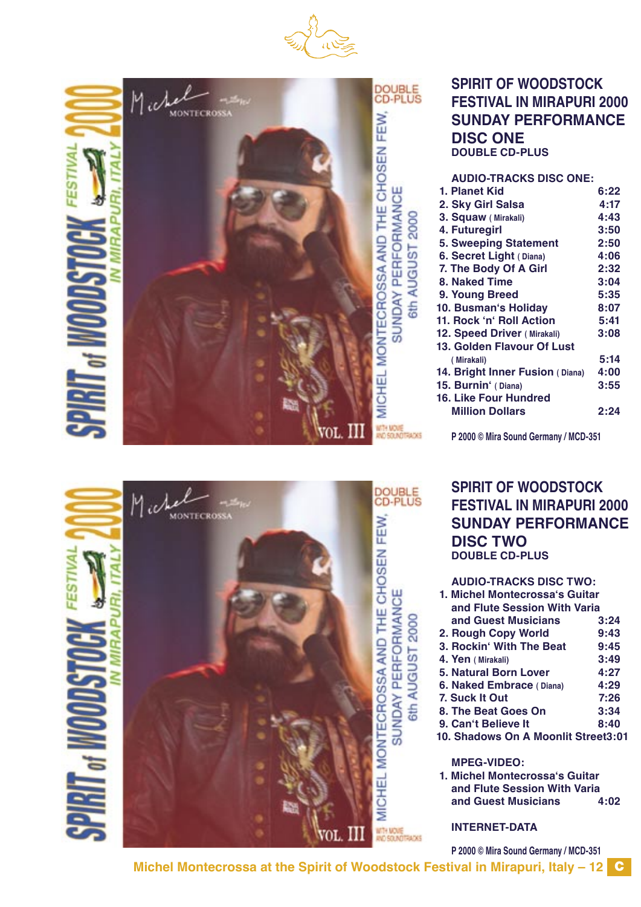## SPIRIT OF WOODSTOCK FESTIVAL IN MIRAPURI 2000 SUNDAY PERFORMANCE DISC ONE

**DOUBLE CD-PLUS**

**AUDIO-TRACKS DISC ONE:**

| | |
|---|---|
| 1. Planet Kid | 6:22 |
| 2. Sky Girl Salsa | 4:17 |
| 3. Squaw ( Mirakali) | 4:43 |
| 4. Futuregirl | 3:50 |
| 5. Sweeping Statement | 2:50 |
| 6. Secret Light ( Diana) | 4:06 |
| 7. The Body Of A Girl | 2:32 |
| 8. Naked Time | 3:04 |
| 9. Young Breed | 5:35 |
| 10. Busman's Holiday | 8:07 |
| 11. Rock 'n' Roll Action | 5:41 |
| 12. Speed Driver ( Mirakali) | 3:08 |
| 13. Golden Flavour Of Lust ( Mirakali) | 5:14 |
| 14. Bright Inner Fusion ( Diana) | 4:00 |
| 15. Burnin' ( Diana) | 3:55 |
| 16. Like Four Hundred Million Dollars | 2:24 |

P 2000 © Mira Sound Germany / MCD-351

## SPIRIT OF WOODSTOCK FESTIVAL IN MIRAPURI 2000 SUNDAY PERFORMANCE DISC TWO

**DOUBLE CD-PLUS**

**AUDIO-TRACKS DISC TWO:**

| | |
|---|---|
| 1. Michel Montecrossa's Guitar and Flute Session With Varia and Guest Musicians | 3:24 |
| 2. Rough Copy World | 9:43 |
| 3. Rockin' With The Beat | 9:45 |
| 4. Yen ( Mirakali) | 3:49 |
| 5. Natural Born Lover | 4:27 |
| 6. Naked Embrace ( Diana) | 4:29 |
| 7. Suck It Out | 7:26 |
| 8. The Beat Goes On | 3:34 |
| 9. Can't Believe It | 8:40 |
| 10. Shadows On A Moonlit Street | 3:01 |

**MPEG-VIDEO:**

| | |
|---|---|
| 1. Michel Montecrossa's Guitar and Flute Session With Varia and Guest Musicians | 4:02 |

**INTERNET-DATA**

P 2000 © Mira Sound Germany / MCD-351

**Michel Montecrossa at the Spirit of Woodstock Festival in Mirapuri, Italy – 12**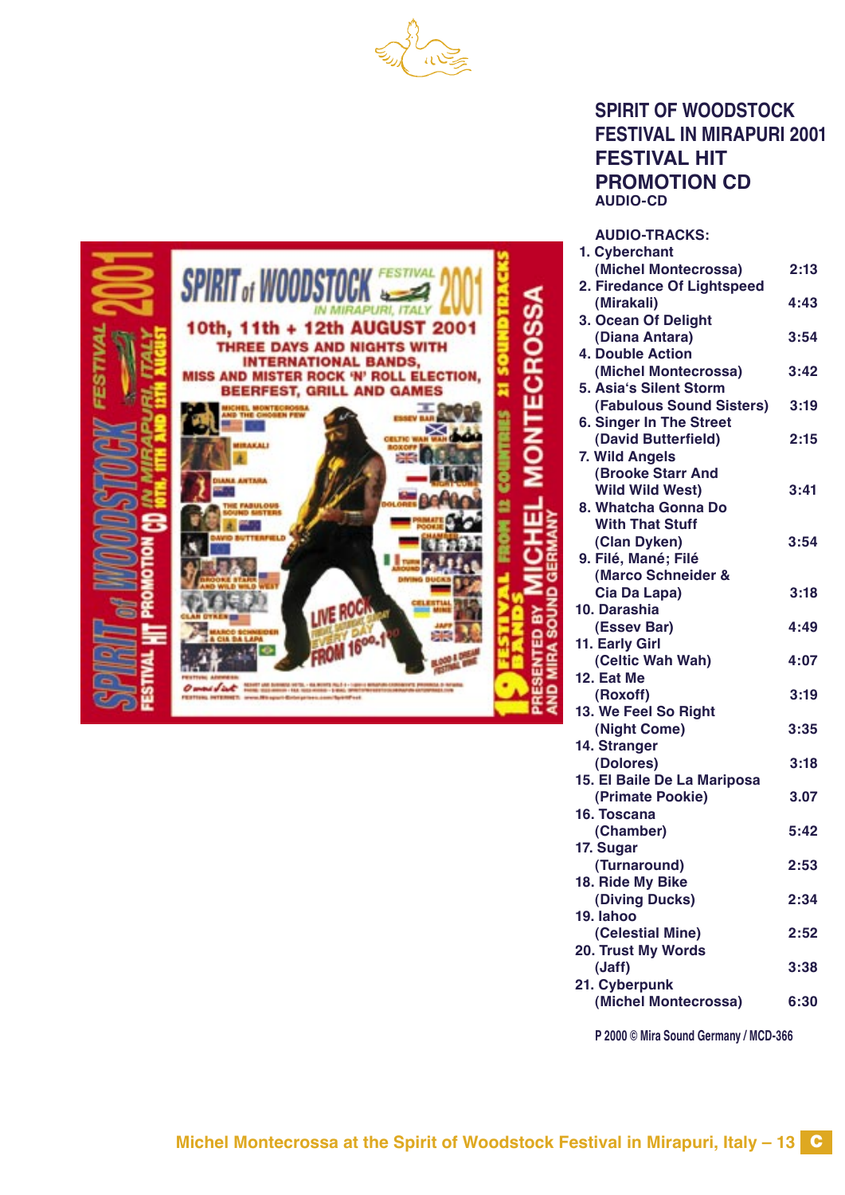# SPIRIT OF WOODSTOCK FESTIVAL IN MIRAPURI 2001 FESTIVAL HIT PROMOTION CD

**AUDIO-CD**

**AUDIO-TRACKS:**

1. Cyberchant (Michel Montecrossa) 2:13
2. Firedance Of Lightspeed (Mirakali) 4:43
3. Ocean Of Delight (Diana Antara) 3:54
4. Double Action (Michel Montecrossa) 3:42
5. Asia's Silent Storm (Fabulous Sound Sisters) 3:19
6. Singer In The Street (David Butterfield) 2:15
7. Wild Angels (Brooke Starr And Wild Wild West) 3:41
8. Whatcha Gonna Do With That Stuff (Clan Dyken) 3:54
9. Filé, Mané; Filé (Marco Schneider & Cia Da Lapa) 3:18
10. Darashia (Essev Bar) 4:49
11. Early Girl (Celtic Wah Wah) 4:07
12. Eat Me (Roxoff) 3:19
13. We Feel So Right (Night Come) 3:35
14. Stranger (Dolores) 3:18
15. El Baile De La Mariposa (Primate Pookie) 3.07
16. Toscana (Chamber) 5:42
17. Sugar (Turnaround) 2:53
18. Ride My Bike (Diving Ducks) 2:34
19. Iahoo (Celestial Mine) 2:52
20. Trust My Words (Jaff) 3:38
21. Cyberpunk (Michel Montecrossa) 6:30

P 2000 © Mira Sound Germany / MCD-366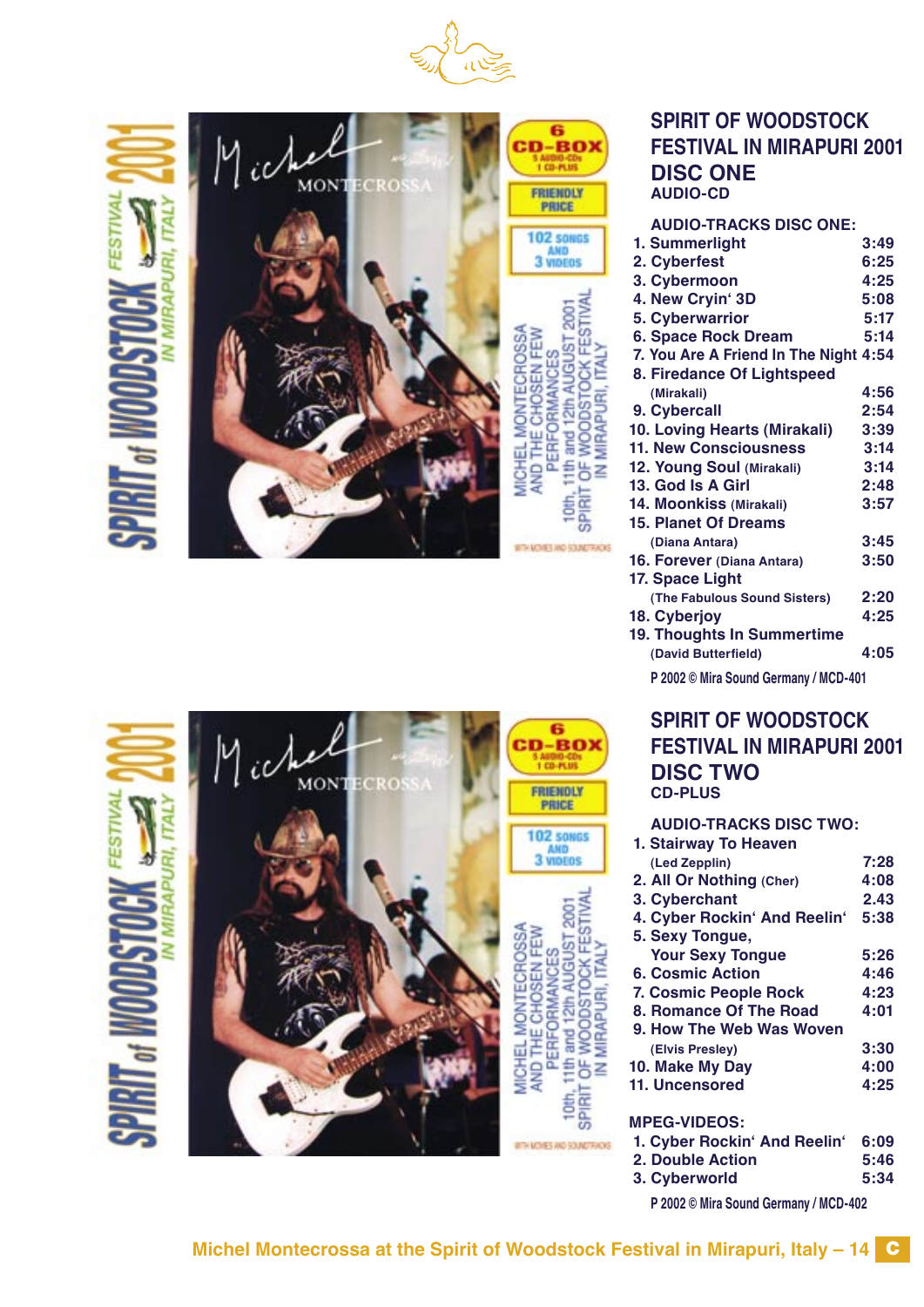## SPIRIT OF WOODSTOCK FESTIVAL IN MIRAPURI 2001

## DISC ONE

AUDIO-CD

**AUDIO-TRACKS DISC ONE:**

| | |
|---|---|
| 1. Summerlight | 3:49 |
| 2. Cyberfest | 6:25 |
| 3. Cybermoon | 4:25 |
| 4. New Cryin‘ 3D | 5:08 |
| 5. Cyberwarrior | 5:17 |
| 6. Space Rock Dream | 5:14 |
| 7. You Are A Friend In The Night | 4:54 |
| 8. Firedance Of Lightspeed (Mirakali) | 4:56 |
| 9. Cybercall | 2:54 |
| 10. Loving Hearts (Mirakali) | 3:39 |
| 11. New Consciousness | 3:14 |
| 12. Young Soul (Mirakali) | 3:14 |
| 13. God Is A Girl | 2:48 |
| 14. Moonkiss (Mirakali) | 3:57 |
| 15. Planet Of Dreams (Diana Antara) | 3:45 |
| 16. Forever (Diana Antara) | 3:50 |
| 17. Space Light (The Fabulous Sound Sisters) | 2:20 |
| 18. Cyberjoy | 4:25 |
| 19. Thoughts In Summertime (David Butterfield) | 4:05 |

P 2002 © Mira Sound Germany / MCD-401

## SPIRIT OF WOODSTOCK FESTIVAL IN MIRAPURI 2001

## DISC TWO

CD-PLUS

**AUDIO-TRACKS DISC TWO:**

| | |
|---|---|
| 1. Stairway To Heaven (Led Zepplin) | 7:28 |
| 2. All Or Nothing (Cher) | 4:08 |
| 3. Cyberchant | 2.43 |
| 4. Cyber Rockin‘ And Reelin‘ | 5:38 |
| 5. Sexy Tongue, Your Sexy Tongue | 5:26 |
| 6. Cosmic Action | 4:46 |
| 7. Cosmic People Rock | 4:23 |
| 8. Romance Of The Road | 4:01 |
| 9. How The Web Was Woven (Elvis Presley) | 3:30 |
| 10. Make My Day | 4:00 |
| 11. Uncensored | 4:25 |

**MPEG-VIDEOS:**

| | |
|---|---|
| 1. Cyber Rockin‘ And Reelin‘ | 6:09 |
| 2. Double Action | 5:46 |
| 3. Cyberworld | 5:34 |

P 2002 © Mira Sound Germany / MCD-402

Michel Montecrossa at the Spirit of Woodstock Festival in Mirapuri, Italy – 14 C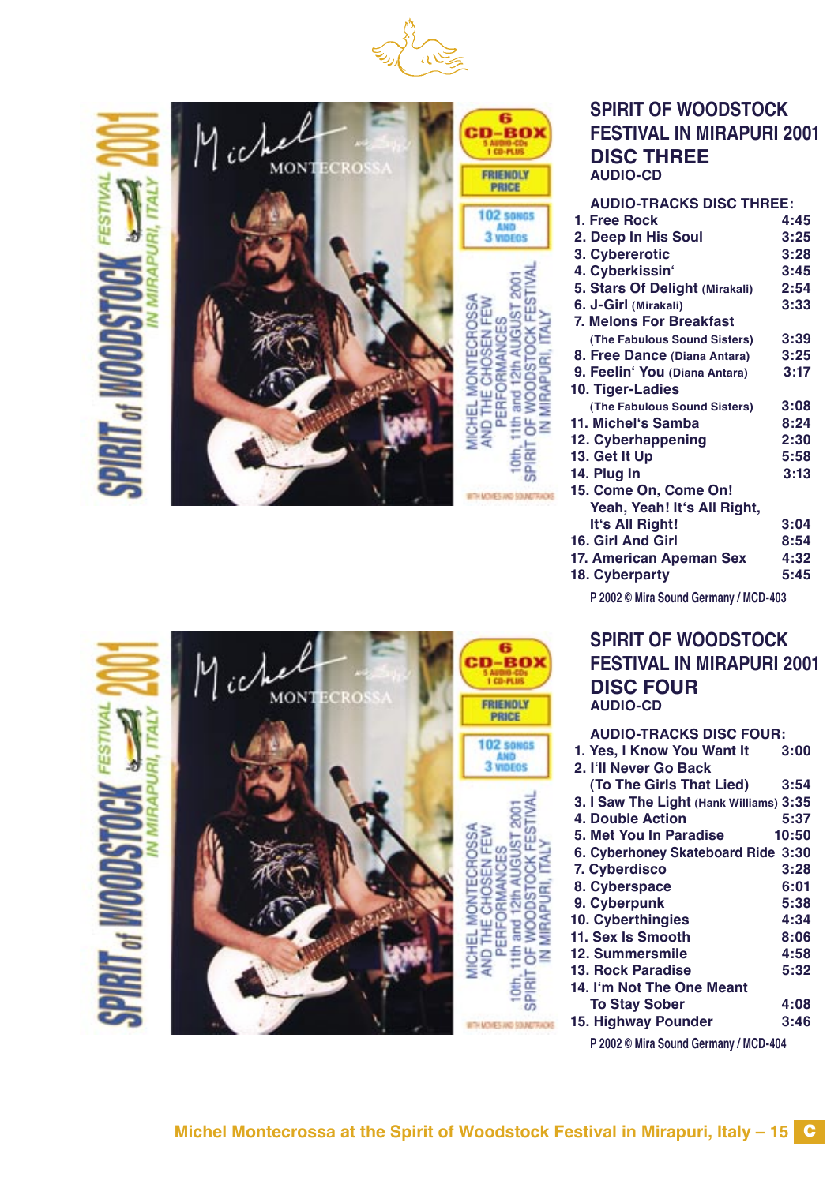## SPIRIT OF WOODSTOCK FESTIVAL IN MIRAPURI 2001
## DISC THREE
AUDIO-CD

**AUDIO-TRACKS DISC THREE:**

1. Free Rock 4:45
2. Deep In His Soul 3:25
3. Cybererotic 3:28
4. Cyberkissin' 3:45
5. Stars Of Delight (Mirakali) 2:54
6. J-Girl (Mirakali) 3:33
7. Melons For Breakfast (The Fabulous Sound Sisters) 3:39
8. Free Dance (Diana Antara) 3:25
9. Feelin' You (Diana Antara) 3:17
10. Tiger-Ladies (The Fabulous Sound Sisters) 3:08
11. Michel's Samba 8:24
12. Cyberhappening 2:30
13. Get It Up 5:58
14. Plug In 3:13
15. Come On, Come On! Yeah, Yeah! It's All Right, It's All Right! 3:04
16. Girl And Girl 8:54
17. American Apeman Sex 4:32
18. Cyberparty 5:45

P 2002 © Mira Sound Germany / MCD-403

## SPIRIT OF WOODSTOCK FESTIVAL IN MIRAPURI 2001
## DISC FOUR
AUDIO-CD

**AUDIO-TRACKS DISC FOUR:**

1. Yes, I Know You Want It 3:00
2. I'll Never Go Back (To The Girls That Lied) 3:54
3. I Saw The Light (Hank Williams) 3:35
4. Double Action 5:37
5. Met You In Paradise 10:50
6. Cyberhoney Skateboard Ride 3:30
7. Cyberdisco 3:28
8. Cyberspace 6:01
9. Cyberpunk 5:38
10. Cyberthingies 4:34
11. Sex Is Smooth 8:06
12. Summersmile 4:58
13. Rock Paradise 5:32
14. I'm Not The One Meant To Stay Sober 4:08
15. Highway Pounder 3:46

P 2002 © Mira Sound Germany / MCD-404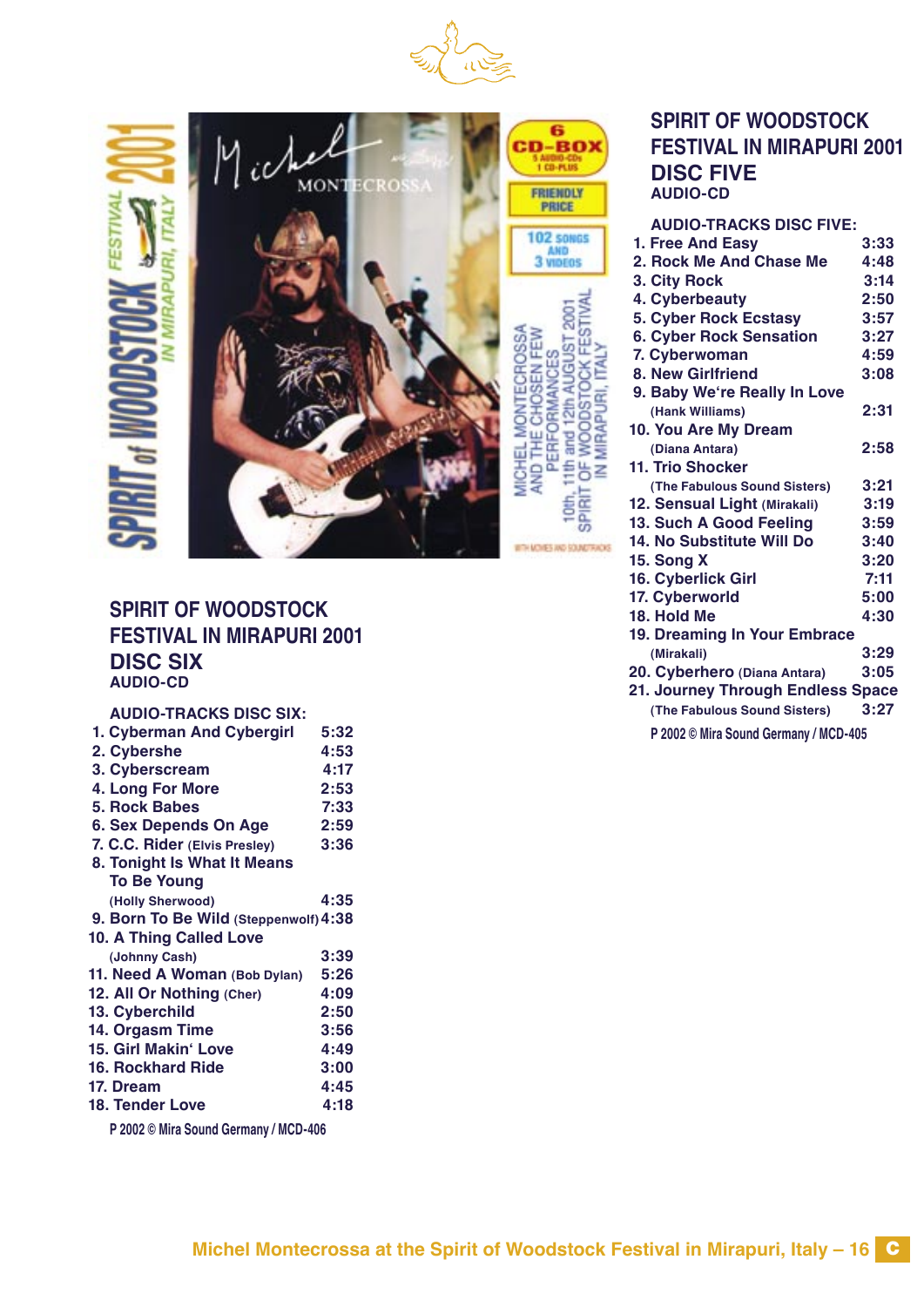## SPIRIT OF WOODSTOCK FESTIVAL IN MIRAPURI 2001
## DISC FIVE
AUDIO-CD

**AUDIO-TRACKS DISC FIVE:**

1. Free And Easy 3:33
2. Rock Me And Chase Me 4:48
3. City Rock 3:14
4. Cyberbeauty 2:50
5. Cyber Rock Ecstasy 3:57
6. Cyber Rock Sensation 3:27
7. Cyberwoman 4:59
8. New Girlfriend 3:08
9. Baby We're Really In Love (Hank Williams) 2:31
10. You Are My Dream (Diana Antara) 2:58
11. Trio Shocker (The Fabulous Sound Sisters) 3:21
12. Sensual Light (Mirakali) 3:19
13. Such A Good Feeling 3:59
14. No Substitute Will Do 3:40
15. Song X 3:20
16. Cyberlick Girl 7:11
17. Cyberworld 5:00
18. Hold Me 4:30
19. Dreaming In Your Embrace (Mirakali) 3:29
20. Cyberhero (Diana Antara) 3:05
21. Journey Through Endless Space (The Fabulous Sound Sisters) 3:27

P 2002 © Mira Sound Germany / MCD-405

## SPIRIT OF WOODSTOCK FESTIVAL IN MIRAPURI 2001
## DISC SIX
AUDIO-CD

**AUDIO-TRACKS DISC SIX:**

1. Cyberman And Cybergirl 5:32
2. Cybershe 4:53
3. Cyberscream 4:17
4. Long For More 2:53
5. Rock Babes 7:33
6. Sex Depends On Age 2:59
7. C.C. Rider (Elvis Presley) 3:36
8. Tonight Is What It Means To Be Young (Holly Sherwood) 4:35
9. Born To Be Wild (Steppenwolf) 4:38
10. A Thing Called Love (Johnny Cash) 3:39
11. Need A Woman (Bob Dylan) 5:26
12. All Or Nothing (Cher) 4:09
13. Cyberchild 2:50
14. Orgasm Time 3:56
15. Girl Makin' Love 4:49
16. Rockhard Ride 3:00
17. Dream 4:45
18. Tender Love 4:18

P 2002 © Mira Sound Germany / MCD-406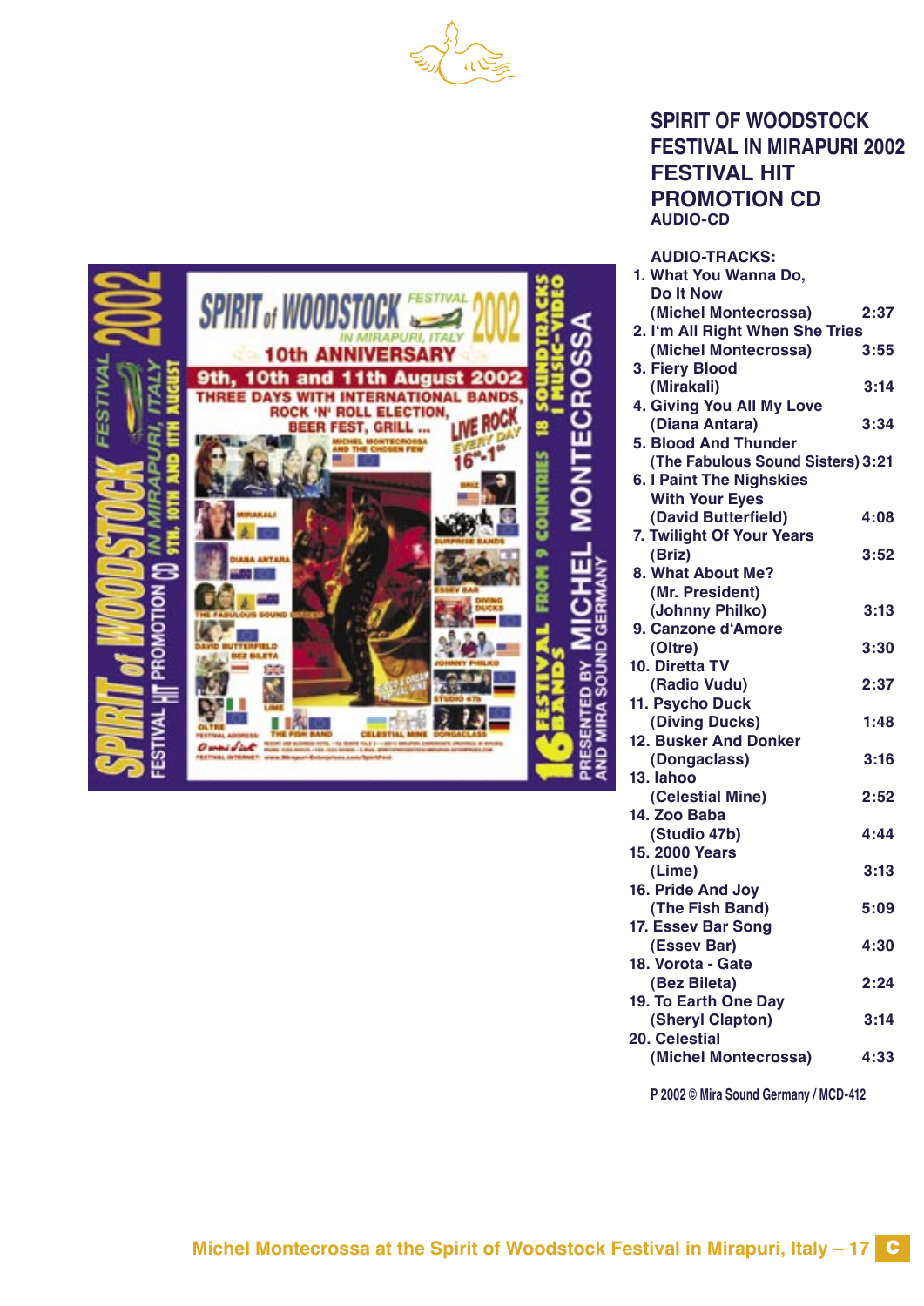## SPIRIT OF WOODSTOCK FESTIVAL IN MIRAPURI 2002 FESTIVAL HIT PROMOTION CD

AUDIO-CD

AUDIO-TRACKS:

1. What You Wanna Do, Do It Now (Michel Montecrossa) 2:37
2. I'm All Right When She Tries (Michel Montecrossa) 3:55
3. Fiery Blood (Mirakali) 3:14
4. Giving You All My Love (Diana Antara) 3:34
5. Blood And Thunder (The Fabulous Sound Sisters) 3:21
6. I Paint The Nighskies With Your Eyes (David Butterfield) 4:08
7. Twilight Of Your Years (Briz) 3:52
8. What About Me? (Mr. President) (Johnny Philko) 3:13
9. Canzone d'Amore (Oltre) 3:30
10. Diretta TV (Radio Vudu) 2:37
11. Psycho Duck (Diving Ducks) 1:48
12. Busker And Donker (Dongaclass) 3:16
13. Iahoo (Celestial Mine) 2:52
14. Zoo Baba (Studio 47b) 4:44
15. 2000 Years (Lime) 3:13
16. Pride And Joy (The Fish Band) 5:09
17. Essev Bar Song (Essev Bar) 4:30
18. Vorota - Gate (Bez Bileta) 2:24
19. To Earth One Day (Sheryl Clapton) 3:14
20. Celestial (Michel Montecrossa) 4:33

P 2002 © Mira Sound Germany / MCD-412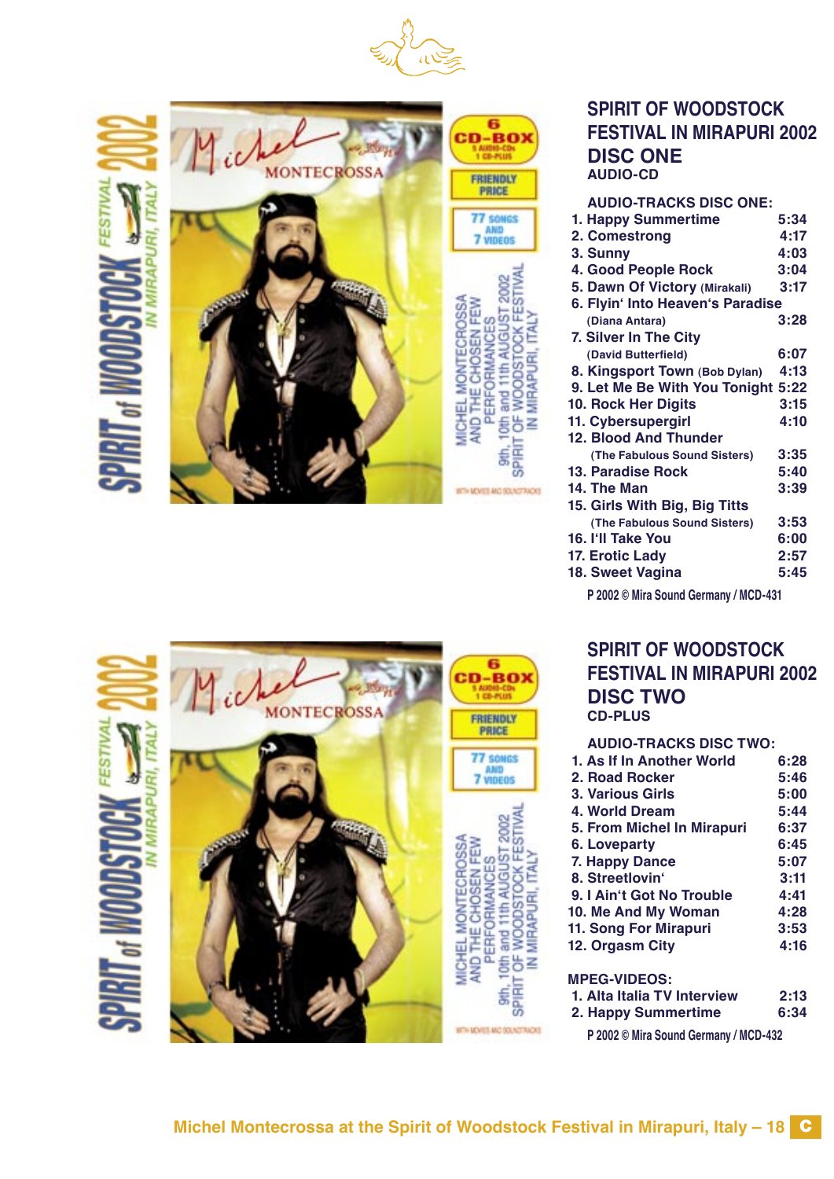## SPIRIT OF WOODSTOCK FESTIVAL IN MIRAPURI 2002
## DISC ONE
AUDIO-CD

**AUDIO-TRACKS DISC ONE:**

1. Happy Summertime 5:34
2. Comestrong 4:17
3. Sunny 4:03
4. Good People Rock 3:04
5. Dawn Of Victory (Mirakali) 3:17
6. Flyin' Into Heaven's Paradise (Diana Antara) 3:28
7. Silver In The City (David Butterfield) 6:07
8. Kingsport Town (Bob Dylan) 4:13
9. Let Me Be With You Tonight 5:22
10. Rock Her Digits 3:15
11. Cybersupergirl 4:10
12. Blood And Thunder (The Fabulous Sound Sisters) 3:35
13. Paradise Rock 5:40
14. The Man 3:39
15. Girls With Big, Big Titts (The Fabulous Sound Sisters) 3:53
16. I'll Take You 6:00
17. Erotic Lady 2:57
18. Sweet Vagina 5:45

P 2002 © Mira Sound Germany / MCD-431

## SPIRIT OF WOODSTOCK FESTIVAL IN MIRAPURI 2002
## DISC TWO
CD-PLUS

**AUDIO-TRACKS DISC TWO:**

1. As If In Another World 6:28
2. Road Rocker 5:46
3. Various Girls 5:00
4. World Dream 5:44
5. From Michel In Mirapuri 6:37
6. Loveparty 6:45
7. Happy Dance 5:07
8. Streetlovin' 3:11
9. I Ain't Got No Trouble 4:41
10. Me And My Woman 4:28
11. Song For Mirapuri 3:53
12. Orgasm City 4:16

**MPEG-VIDEOS:**

1. Alta Italia TV Interview 2:13
2. Happy Summertime 6:34

P 2002 © Mira Sound Germany / MCD-432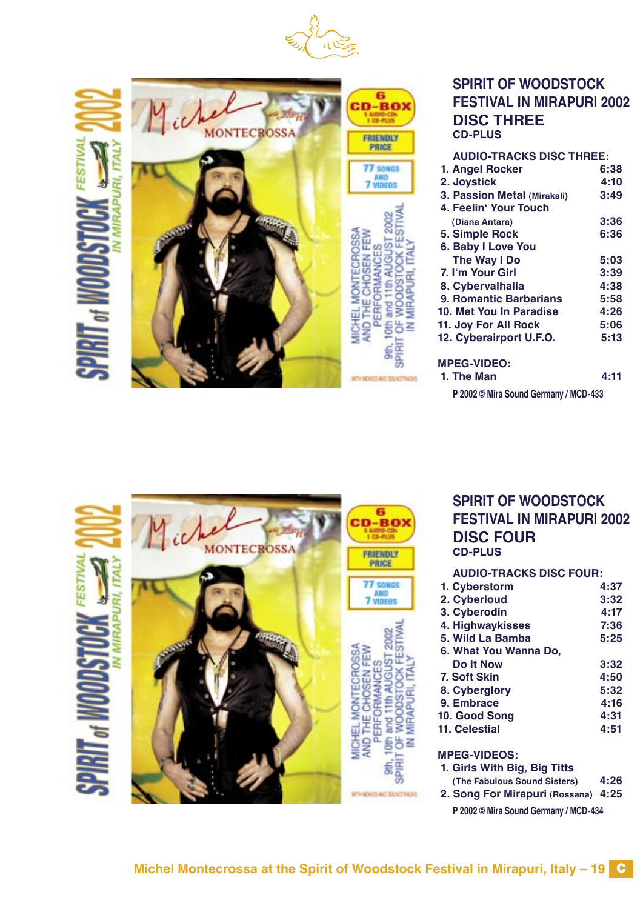## SPIRIT OF WOODSTOCK FESTIVAL IN MIRAPURI 2002
## DISC THREE
**CD-PLUS**

**AUDIO-TRACKS DISC THREE:**

| | |
|---|---|
| 1. Angel Rocker | 6:38 |
| 2. Joystick | 4:10 |
| 3. Passion Metal (Mirakali) | 3:49 |
| 4. Feelin' Your Touch (Diana Antara) | 3:36 |
| 5. Simple Rock | 6:36 |
| 6. Baby I Love You The Way I Do | 5:03 |
| 7. I'm Your Girl | 3:39 |
| 8. Cybervalhalla | 4:38 |
| 9. Romantic Barbarians | 5:58 |
| 10. Met You In Paradise | 4:26 |
| 11. Joy For All Rock | 5:06 |
| 12. Cyberairport U.F.O. | 5:13 |

**MPEG-VIDEO:**

| | |
|---|---|
| 1. The Man | 4:11 |

P 2002 © Mira Sound Germany / MCD-433

## SPIRIT OF WOODSTOCK FESTIVAL IN MIRAPURI 2002
## DISC FOUR
**CD-PLUS**

**AUDIO-TRACKS DISC FOUR:**

| | |
|---|---|
| 1. Cyberstorm | 4:37 |
| 2. Cyberloud | 3:32 |
| 3. Cyberodin | 4:17 |
| 4. Highwaykisses | 7:36 |
| 5. Wild La Bamba | 5:25 |
| 6. What You Wanna Do, Do It Now | 3:32 |
| 7. Soft Skin | 4:50 |
| 8. Cyberglory | 5:32 |
| 9. Embrace | 4:16 |
| 10. Good Song | 4:31 |
| 11. Celestial | 4:51 |

**MPEG-VIDEOS:**

| | |
|---|---|
| 1. Girls With Big, Big Titts (The Fabulous Sound Sisters) | 4:26 |
| 2. Song For Mirapuri (Rossana) | 4:25 |

P 2002 © Mira Sound Germany / MCD-434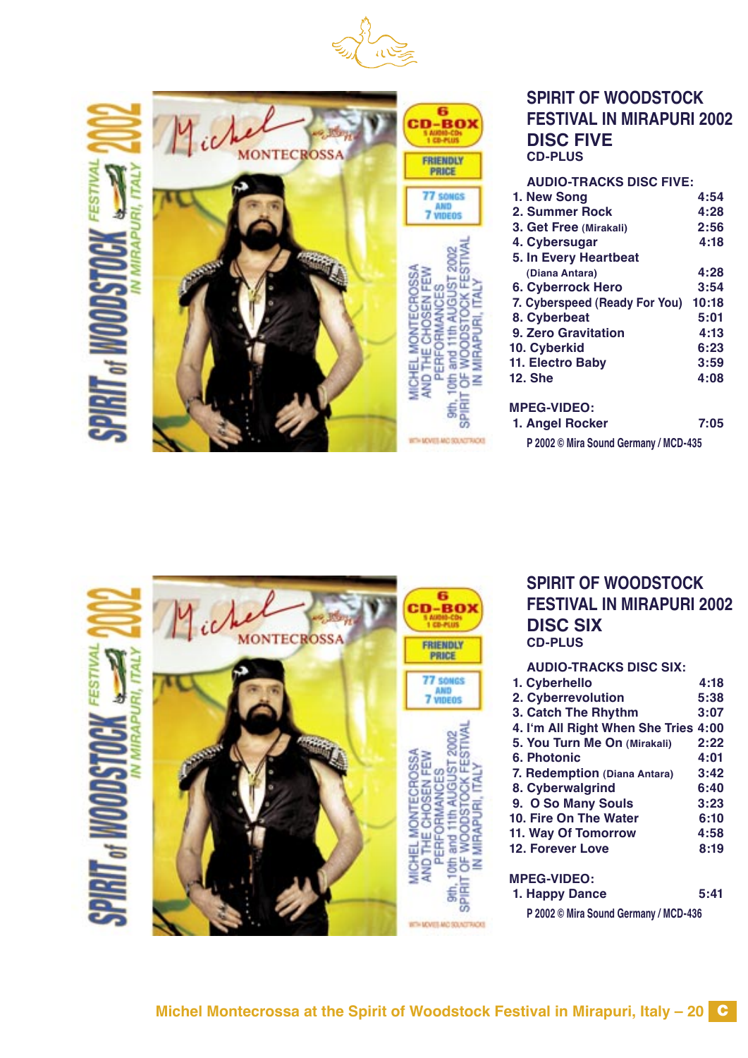## SPIRIT OF WOODSTOCK FESTIVAL IN MIRAPURI 2002
## DISC FIVE
CD-PLUS

**AUDIO-TRACKS DISC FIVE:**

| | |
|---|---|
| 1. New Song | 4:54 |
| 2. Summer Rock | 4:28 |
| 3. Get Free (Mirakali) | 2:56 |
| 4. Cybersugar | 4:18 |
| 5. In Every Heartbeat (Diana Antara) | 4:28 |
| 6. Cyberrock Hero | 3:54 |
| 7. Cyberspeed (Ready For You) | 10:18 |
| 8. Cyberbeat | 5:01 |
| 9. Zero Gravitation | 4:13 |
| 10. Cyberkid | 6:23 |
| 11. Electro Baby | 3:59 |
| 12. She | 4:08 |

**MPEG-VIDEO:**

| | |
|---|---|
| 1. Angel Rocker | 7:05 |

P 2002 © Mira Sound Germany / MCD-435

## SPIRIT OF WOODSTOCK FESTIVAL IN MIRAPURI 2002
## DISC SIX
CD-PLUS

**AUDIO-TRACKS DISC SIX:**

| | |
|---|---|
| 1. Cyberhello | 4:18 |
| 2. Cyberrevolution | 5:38 |
| 3. Catch The Rhythm | 3:07 |
| 4. I'm All Right When She Tries | 4:00 |
| 5. You Turn Me On (Mirakali) | 2:22 |
| 6. Photonic | 4:01 |
| 7. Redemption (Diana Antara) | 3:42 |
| 8. Cyberwalgrind | 6:40 |
| 9. O So Many Souls | 3:23 |
| 10. Fire On The Water | 6:10 |
| 11. Way Of Tomorrow | 4:58 |
| 12. Forever Love | 8:19 |

**MPEG-VIDEO:**

| | |
|---|---|
| 1. Happy Dance | 5:41 |

P 2002 © Mira Sound Germany / MCD-436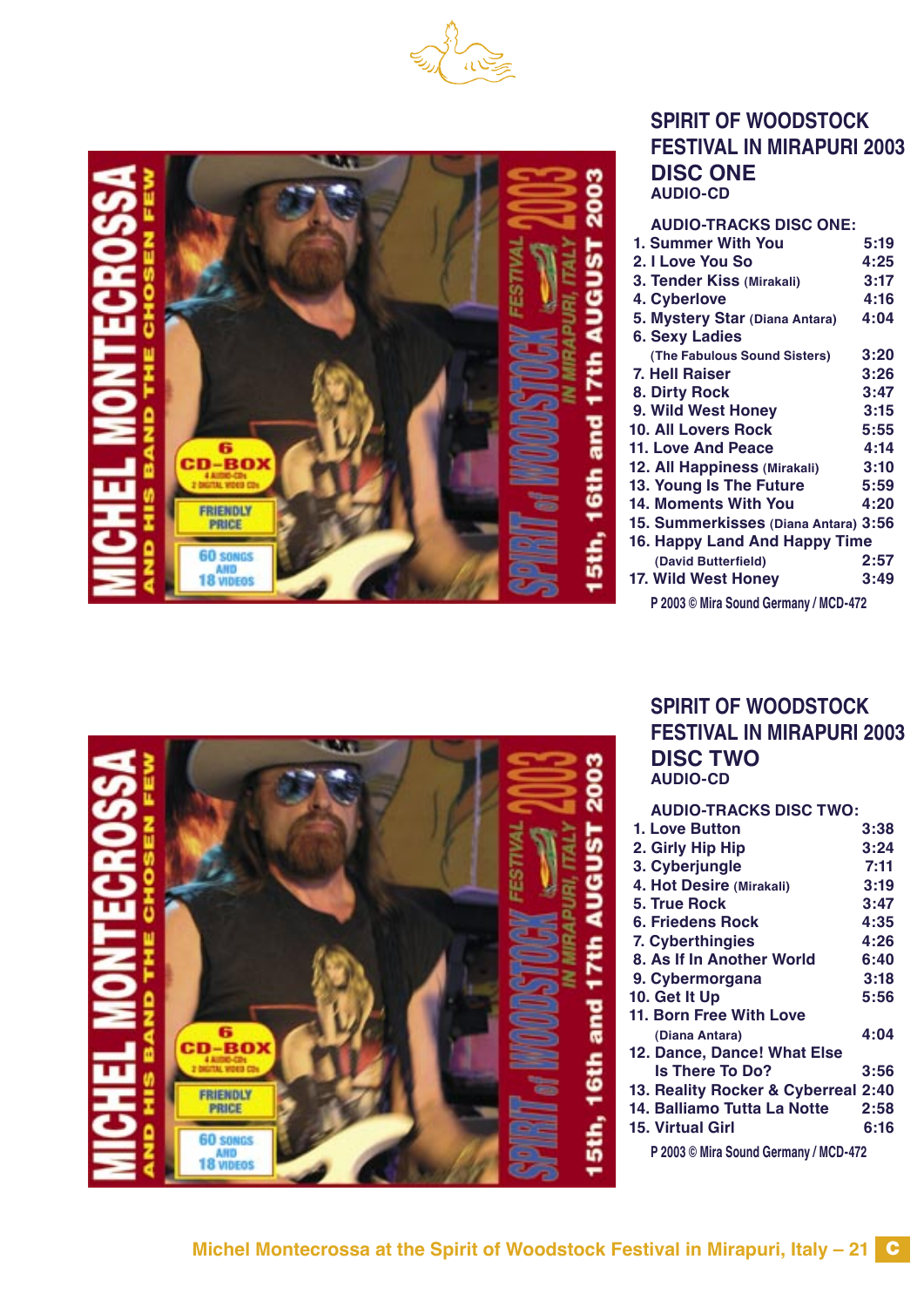## SPIRIT OF WOODSTOCK FESTIVAL IN MIRAPURI 2003
## DISC ONE
AUDIO-CD

**AUDIO-TRACKS DISC ONE:**

1. Summer With You 5:19
2. I Love You So 4:25
3. Tender Kiss (Mirakali) 3:17
4. Cyberlove 4:16
5. Mystery Star (Diana Antara) 4:04
6. Sexy Ladies (The Fabulous Sound Sisters) 3:20
7. Hell Raiser 3:26
8. Dirty Rock 3:47
9. Wild West Honey 3:15
10. All Lovers Rock 5:55
11. Love And Peace 4:14
12. All Happiness (Mirakali) 3:10
13. Young Is The Future 5:59
14. Moments With You 4:20
15. Summerkisses (Diana Antara) 3:56
16. Happy Land And Happy Time (David Butterfield) 2:57
17. Wild West Honey 3:49

P 2003 © Mira Sound Germany / MCD-472

## SPIRIT OF WOODSTOCK FESTIVAL IN MIRAPURI 2003
## DISC TWO
AUDIO-CD

**AUDIO-TRACKS DISC TWO:**

1. Love Button 3:38
2. Girly Hip Hip 3:24
3. Cyberjungle 7:11
4. Hot Desire (Mirakali) 3:19
5. True Rock 3:47
6. Friedens Rock 4:35
7. Cyberthingies 4:26
8. As If In Another World 6:40
9. Cybermorgana 3:18
10. Get It Up 5:56
11. Born Free With Love (Diana Antara) 4:04
12. Dance, Dance! What Else Is There To Do? 3:56
13. Reality Rocker & Cyberreal 2:40
14. Balliamo Tutta La Notte 2:58
15. Virtual Girl 6:16

P 2003 © Mira Sound Germany / MCD-472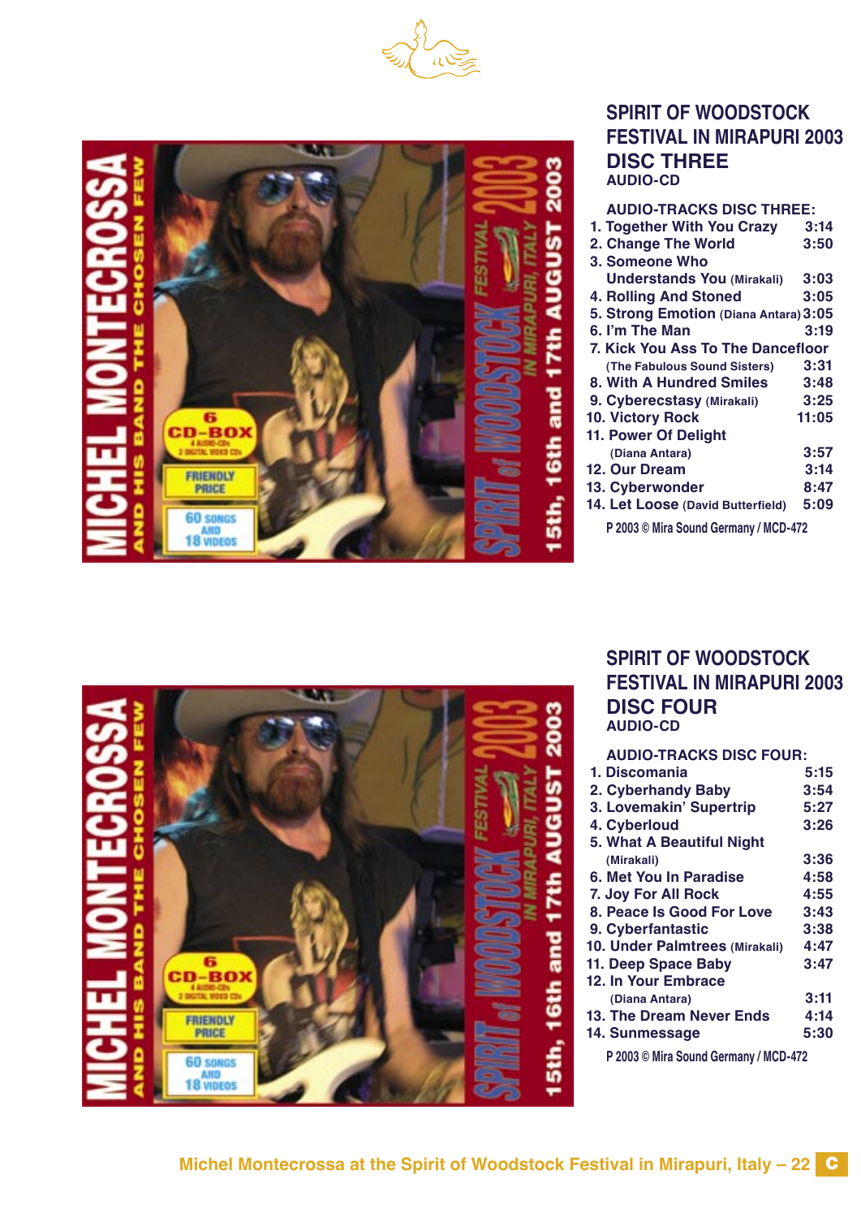## SPIRIT OF WOODSTOCK FESTIVAL IN MIRAPURI 2003
## DISC THREE
AUDIO-CD

**AUDIO-TRACKS DISC THREE:**

1. Together With You Crazy 3:14
2. Change The World 3:50
3. Someone Who Understands You (Mirakali) 3:03
4. Rolling And Stoned 3:05
5. Strong Emotion (Diana Antara) 3:05
6. I'm The Man 3:19
7. Kick You Ass To The Dancefloor (The Fabulous Sound Sisters) 3:31
8. With A Hundred Smiles 3:48
9. Cyberecstasy (Mirakali) 3:25
10. Victory Rock 11:05
11. Power Of Delight (Diana Antara) 3:57
12. Our Dream 3:14
13. Cyberwonder 8:47
14. Let Loose (David Butterfield) 5:09

P 2003 © Mira Sound Germany / MCD-472

## SPIRIT OF WOODSTOCK FESTIVAL IN MIRAPURI 2003
## DISC FOUR
AUDIO-CD

**AUDIO-TRACKS DISC FOUR:**

1. Discomania 5:15
2. Cyberhandy Baby 3:54
3. Lovemakin' Supertrip 5:27
4. Cyberloud 3:26
5. What A Beautiful Night (Mirakali) 3:36
6. Met You In Paradise 4:58
7. Joy For All Rock 4:55
8. Peace Is Good For Love 3:43
9. Cyberfantastic 3:38
10. Under Palmtrees (Mirakali) 4:47
11. Deep Space Baby 3:47
12. In Your Embrace (Diana Antara) 3:11
13. The Dream Never Ends 4:14
14. Sunmessage 5:30

P 2003 © Mira Sound Germany / MCD-472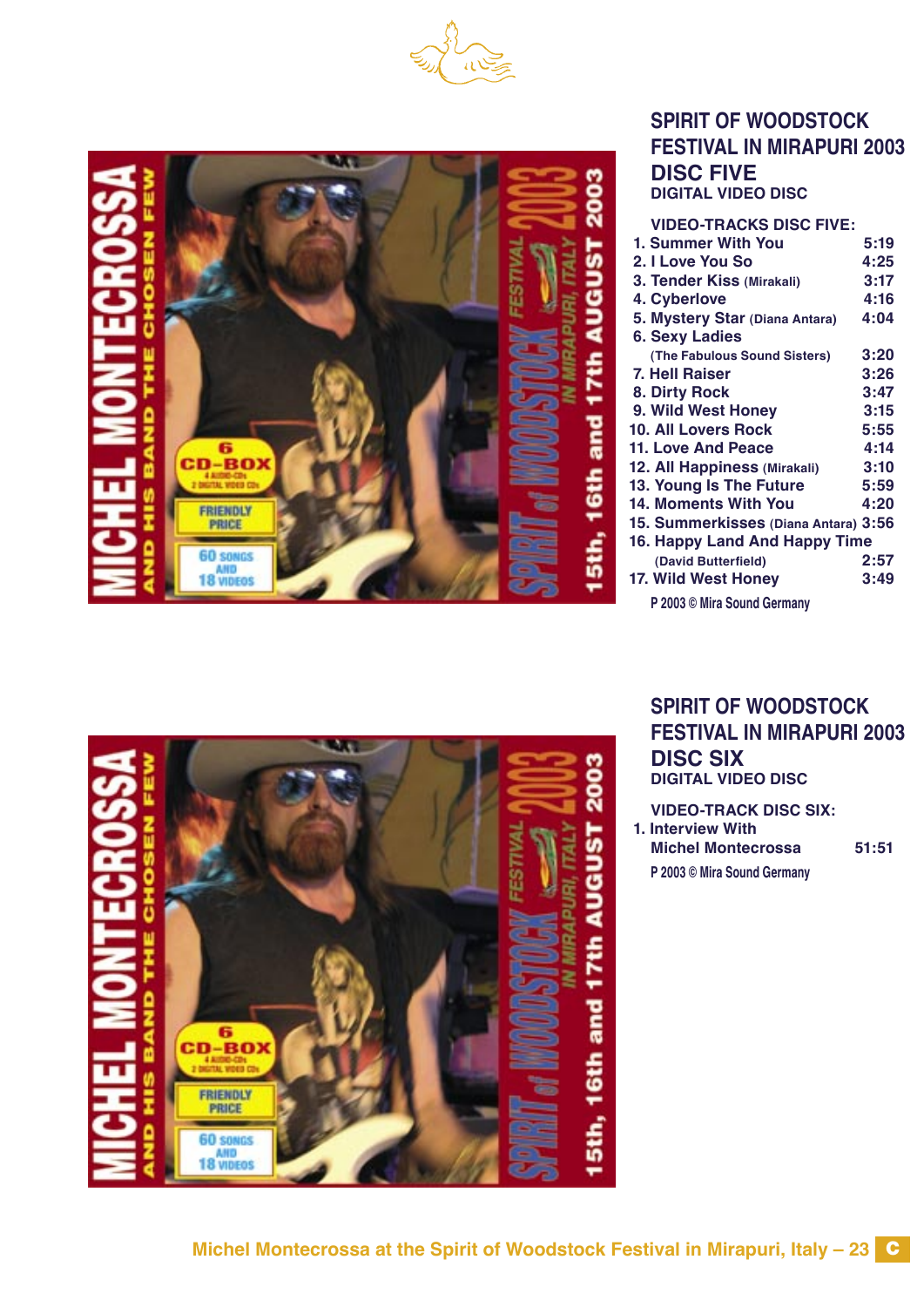## SPIRIT OF WOODSTOCK FESTIVAL IN MIRAPURI 2003
## DISC FIVE
### DIGITAL VIDEO DISC

**VIDEO-TRACKS DISC FIVE:**

1. Summer With You 5:19
2. I Love You So 4:25
3. Tender Kiss (Mirakali) 3:17
4. Cyberlove 4:16
5. Mystery Star (Diana Antara) 4:04
6. Sexy Ladies (The Fabulous Sound Sisters) 3:20
7. Hell Raiser 3:26
8. Dirty Rock 3:47
9. Wild West Honey 3:15
10. All Lovers Rock 5:55
11. Love And Peace 4:14
12. All Happiness (Mirakali) 3:10
13. Young Is The Future 5:59
14. Moments With You 4:20
15. Summerkisses (Diana Antara) 3:56
16. Happy Land And Happy Time (David Butterfield) 2:57
17. Wild West Honey 3:49

P 2003 © Mira Sound Germany

## SPIRIT OF WOODSTOCK FESTIVAL IN MIRAPURI 2003
## DISC SIX
### DIGITAL VIDEO DISC

**VIDEO-TRACK DISC SIX:**

1. Interview With Michel Montecrossa 51:51

P 2003 © Mira Sound Germany